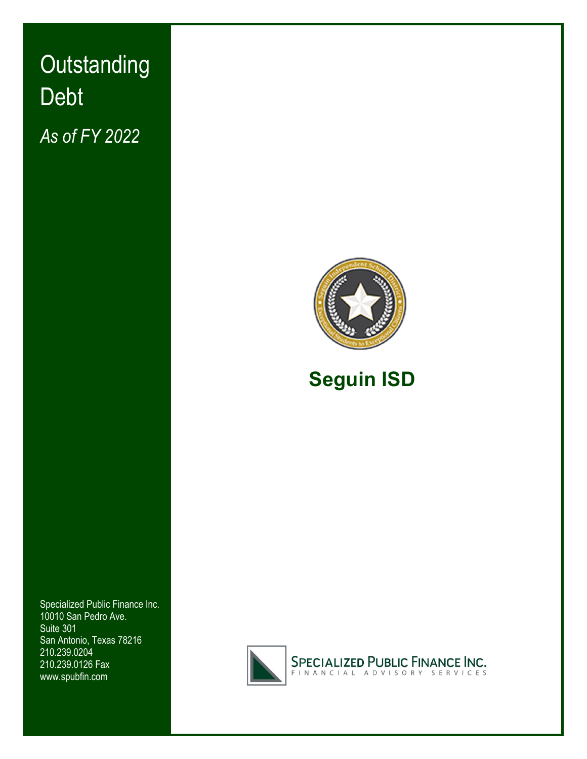# Outstanding Debt

*As of FY 2022*

## Seguin ISD

Specialized Public Finance Inc.
10010 San Pedro Ave.
Suite 301
San Antonio, Texas 78216
210.239.0204
210.239.0126 Fax
www.spubfin.com

SPECIALIZED PUBLIC FINANCE INC.
FINANCIAL ADVISORY SERVICES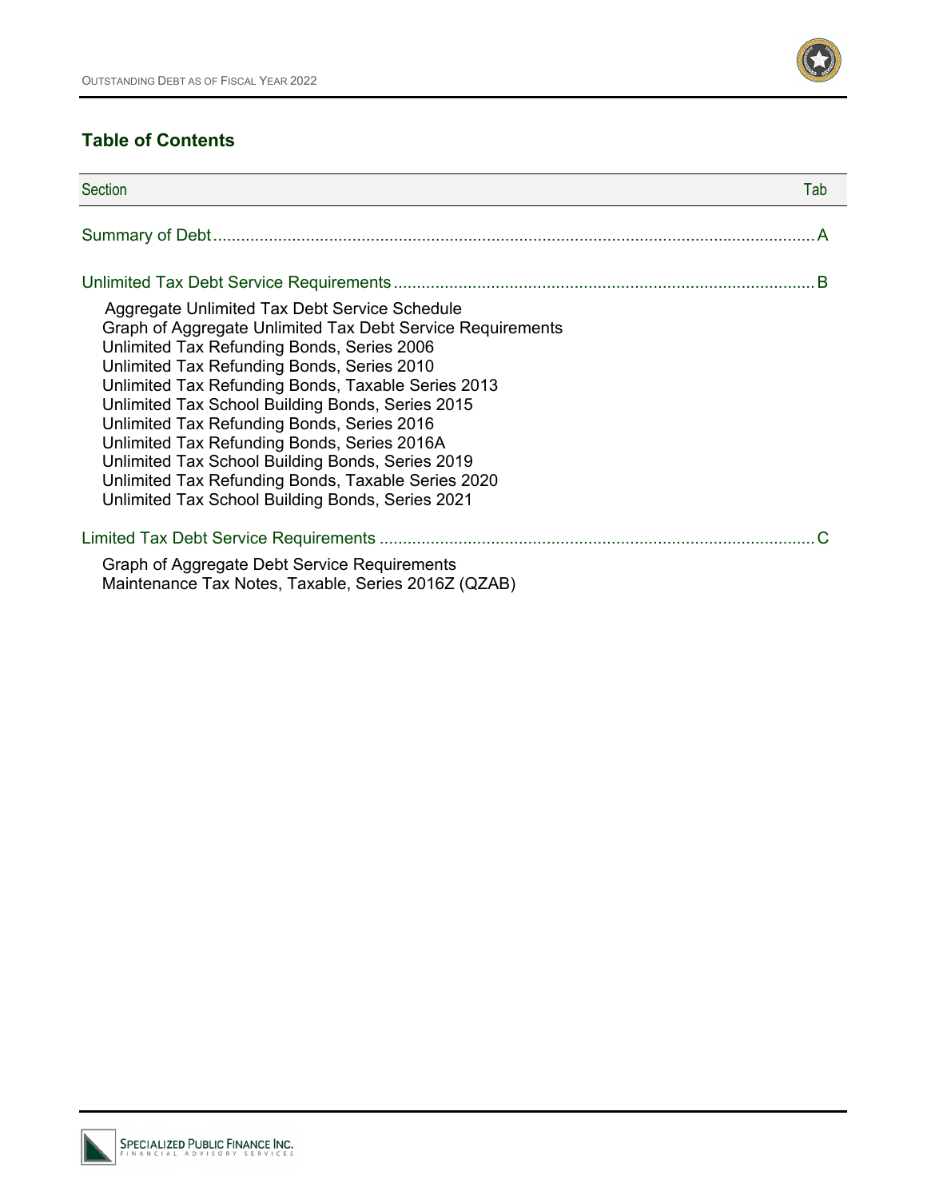## Table of Contents

| Section | Tab |
|---|---|
| Summary of Debt | A |
| Unlimited Tax Debt Service Requirements | B |
| Limited Tax Debt Service Requirements | C |

**Summary of Debt** ........ A

**Unlimited Tax Debt Service Requirements** ........ B

- Aggregate Unlimited Tax Debt Service Schedule
- Graph of Aggregate Unlimited Tax Debt Service Requirements
- Unlimited Tax Refunding Bonds, Series 2006
- Unlimited Tax Refunding Bonds, Series 2010
- Unlimited Tax Refunding Bonds, Taxable Series 2013
- Unlimited Tax School Building Bonds, Series 2015
- Unlimited Tax Refunding Bonds, Series 2016
- Unlimited Tax Refunding Bonds, Series 2016A
- Unlimited Tax School Building Bonds, Series 2019
- Unlimited Tax Refunding Bonds, Taxable Series 2020
- Unlimited Tax School Building Bonds, Series 2021

**Limited Tax Debt Service Requirements** ........ C

- Graph of Aggregate Debt Service Requirements
- Maintenance Tax Notes, Taxable, Series 2016Z (QZAB)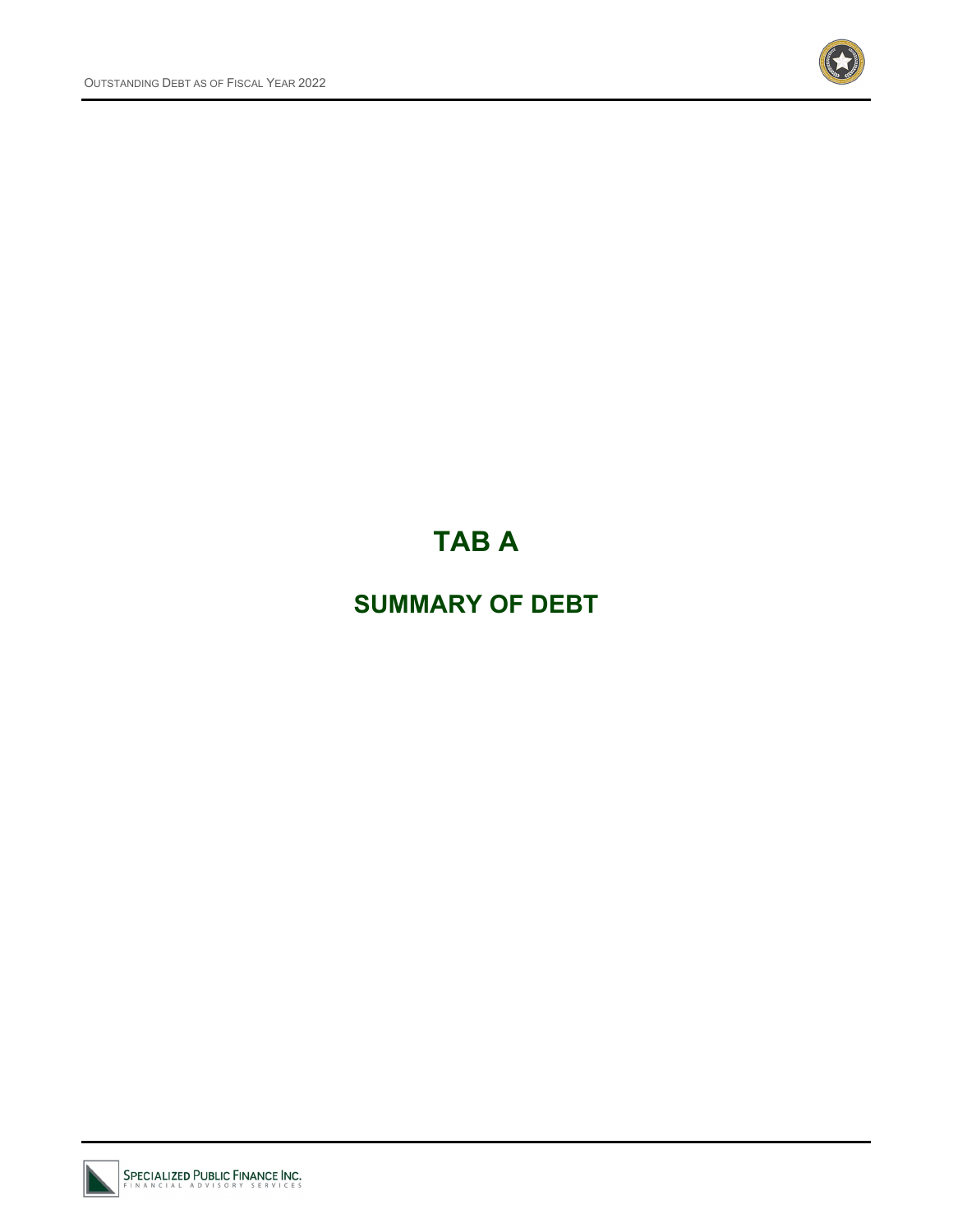# TAB A

## SUMMARY OF DEBT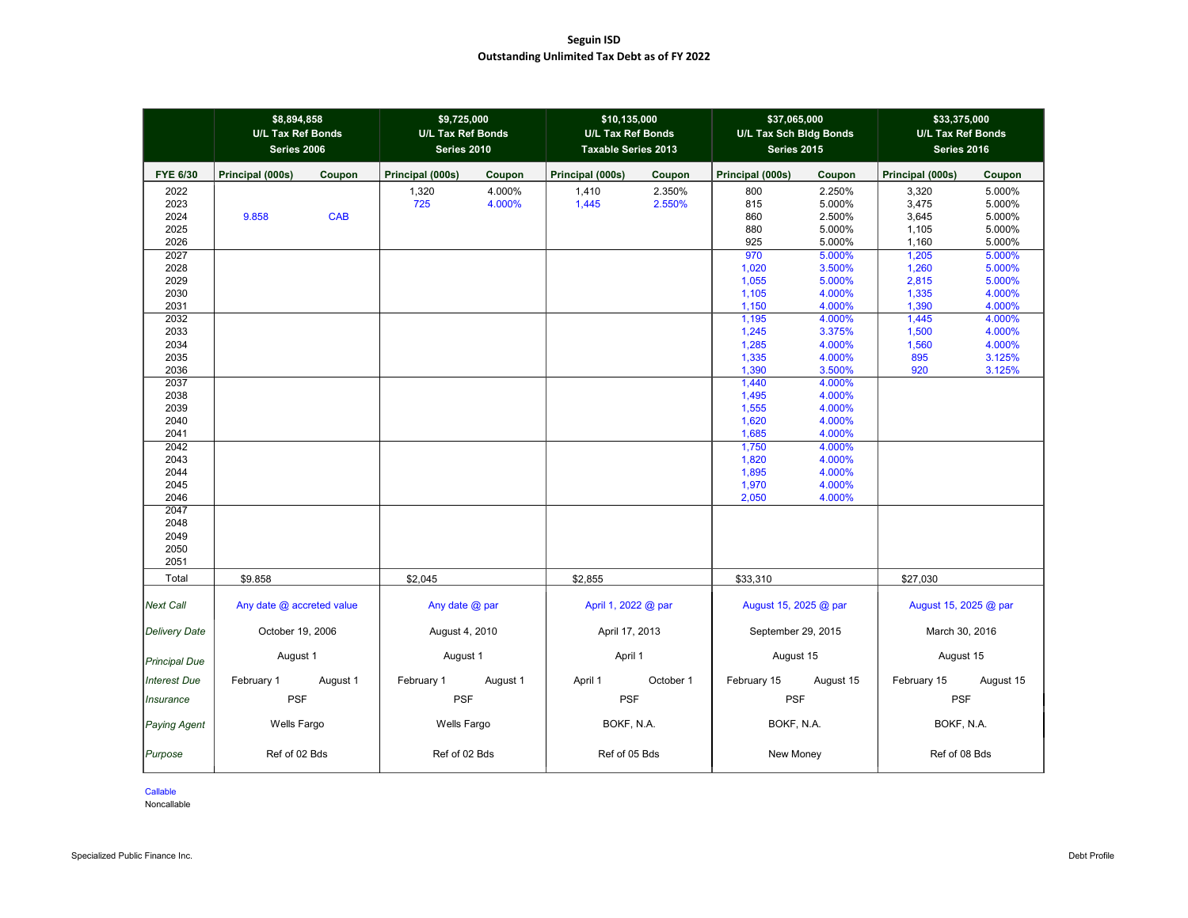**Seguin ISD**

**Outstanding Unlimited Tax Debt as of FY 2022**

| | $8,894,858 U/L Tax Ref Bonds Series 2006 | | $9,725,000 U/L Tax Ref Bonds Series 2010 | | $10,135,000 U/L Tax Ref Bonds Taxable Series 2013 | | $37,065,000 U/L Tax Sch Bldg Bonds Series 2015 | | $33,375,000 U/L Tax Ref Bonds Series 2016 | |
|---|---|---|---|---|---|---|---|---|---|---|
| **FYE 6/30** | **Principal (000s)** | **Coupon** | **Principal (000s)** | **Coupon** | **Principal (000s)** | **Coupon** | **Principal (000s)** | **Coupon** | **Principal (000s)** | **Coupon** |
| 2022 | | | 1,320 | 4.000% | 1,410 | 2.350% | 800 | 2.250% | 3,320 | 5.000% |
| 2023 | | | 725 | 4.000% | 1,445 | 2.550% | 815 | 5.000% | 3,475 | 5.000% |
| 2024 | 9.858 | CAB | | | | | 860 | 2.500% | 3,645 | 5.000% |
| 2025 | | | | | | | 880 | 5.000% | 1,105 | 5.000% |
| 2026 | | | | | | | 925 | 5.000% | 1,160 | 5.000% |
| 2027 | | | | | | | 970 | 5.000% | 1,205 | 5.000% |
| 2028 | | | | | | | 1,020 | 3.500% | 1,260 | 5.000% |
| 2029 | | | | | | | 1,055 | 5.000% | 2,815 | 5.000% |
| 2030 | | | | | | | 1,105 | 4.000% | 1,335 | 4.000% |
| 2031 | | | | | | | 1,150 | 4.000% | 1,390 | 4.000% |
| 2032 | | | | | | | 1,195 | 4.000% | 1,445 | 4.000% |
| 2033 | | | | | | | 1,245 | 3.375% | 1,500 | 4.000% |
| 2034 | | | | | | | 1,285 | 4.000% | 1,560 | 4.000% |
| 2035 | | | | | | | 1,335 | 4.000% | 895 | 3.125% |
| 2036 | | | | | | | 1,390 | 3.500% | 920 | 3.125% |
| 2037 | | | | | | | 1,440 | 4.000% | | |
| 2038 | | | | | | | 1,495 | 4.000% | | |
| 2039 | | | | | | | 1,555 | 4.000% | | |
| 2040 | | | | | | | 1,620 | 4.000% | | |
| 2041 | | | | | | | 1,685 | 4.000% | | |
| 2042 | | | | | | | 1,750 | 4.000% | | |
| 2043 | | | | | | | 1,820 | 4.000% | | |
| 2044 | | | | | | | 1,895 | 4.000% | | |
| 2045 | | | | | | | 1,970 | 4.000% | | |
| 2046 | | | | | | | 2,050 | 4.000% | | |
| 2047 | | | | | | | | | | |
| 2048 | | | | | | | | | | |
| 2049 | | | | | | | | | | |
| 2050 | | | | | | | | | | |
| 2051 | | | | | | | | | | |
| Total | $9.858 | | $2,045 | | $2,855 | | $33,310 | | $27,030 | |
| *Next Call* | Any date @ accreted value | | Any date @ par | | April 1, 2022 @ par | | August 15, 2025 @ par | | August 15, 2025 @ par | |
| *Delivery Date* | October 19, 2006 | | August 4, 2010 | | April 17, 2013 | | September 29, 2015 | | March 30, 2016 | |
| *Principal Due* | August 1 | | August 1 | | April 1 | | August 15 | | August 15 | |
| *Interest Due* | February 1 | August 1 | February 1 | August 1 | April 1 | October 1 | February 15 | August 15 | February 15 | August 15 |
| *Insurance* | PSF | | PSF | | PSF | | PSF | | PSF | |
| *Paying Agent* | Wells Fargo | | Wells Fargo | | BOKF, N.A. | | BOKF, N.A. | | BOKF, N.A. | |
| *Purpose* | Ref of 02 Bds | | Ref of 02 Bds | | Ref of 05 Bds | | New Money | | Ref of 08 Bds | |

Callable

Noncallable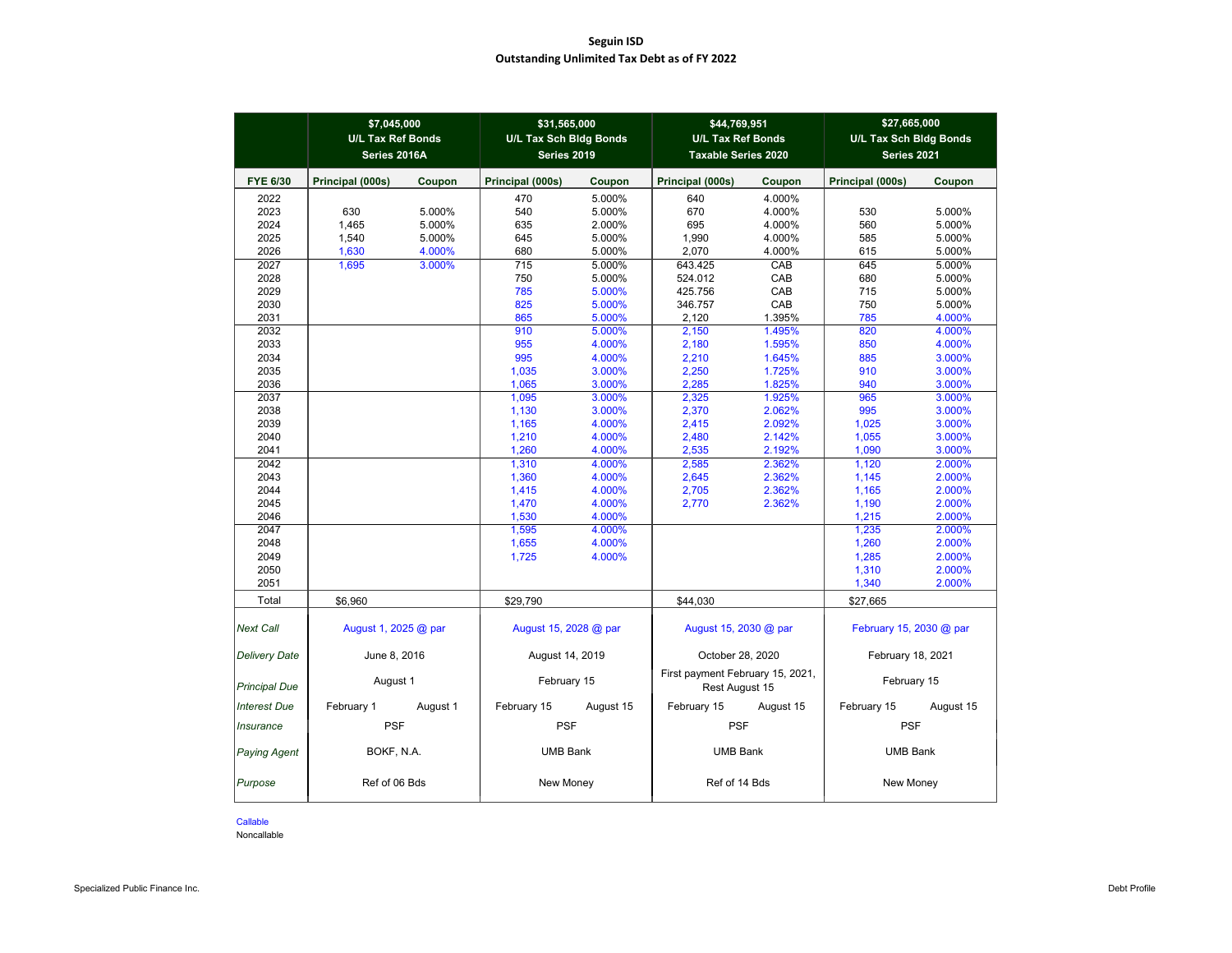# Seguin ISD

## Outstanding Unlimited Tax Debt as of FY 2022

| | $7,045,000 U/L Tax Ref Bonds Series 2016A | | $31,565,000 U/L Tax Sch Bldg Bonds Series 2019 | | $44,769,951 U/L Tax Ref Bonds Taxable Series 2020 | | $27,665,000 U/L Tax Sch Bldg Bonds Series 2021 | |
|---|---|---|---|---|---|---|---|---|
| **FYE 6/30** | **Principal (000s)** | **Coupon** | **Principal (000s)** | **Coupon** | **Principal (000s)** | **Coupon** | **Principal (000s)** | **Coupon** |
| 2022 | | | 470 | 5.000% | 640 | 4.000% | | |
| 2023 | 630 | 5.000% | 540 | 5.000% | 670 | 4.000% | 530 | 5.000% |
| 2024 | 1,465 | 5.000% | 635 | 2.000% | 695 | 4.000% | 560 | 5.000% |
| 2025 | 1,540 | 5.000% | 645 | 5.000% | 1,990 | 4.000% | 585 | 5.000% |
| 2026 | 1,630 | 4.000% | 680 | 5.000% | 2,070 | 4.000% | 615 | 5.000% |
| 2027 | 1,695 | 3.000% | 715 | 5.000% | 643.425 | CAB | 645 | 5.000% |
| 2028 | | | 750 | 5.000% | 524.012 | CAB | 680 | 5.000% |
| 2029 | | | 785 | 5.000% | 425.756 | CAB | 715 | 5.000% |
| 2030 | | | 825 | 5.000% | 346.757 | CAB | 750 | 5.000% |
| 2031 | | | 865 | 5.000% | 2,120 | 1.395% | 785 | 4.000% |
| 2032 | | | 910 | 5.000% | 2,150 | 1.495% | 820 | 4.000% |
| 2033 | | | 955 | 4.000% | 2,180 | 1.595% | 850 | 4.000% |
| 2034 | | | 995 | 4.000% | 2,210 | 1.645% | 885 | 3.000% |
| 2035 | | | 1,035 | 3.000% | 2,250 | 1.725% | 910 | 3.000% |
| 2036 | | | 1,065 | 3.000% | 2,285 | 1.825% | 940 | 3.000% |
| 2037 | | | 1,095 | 3.000% | 2,325 | 1.925% | 965 | 3.000% |
| 2038 | | | 1,130 | 3.000% | 2,370 | 2.062% | 995 | 3.000% |
| 2039 | | | 1,165 | 4.000% | 2,415 | 2.092% | 1,025 | 3.000% |
| 2040 | | | 1,210 | 4.000% | 2,480 | 2.142% | 1,055 | 3.000% |
| 2041 | | | 1,260 | 4.000% | 2,535 | 2.192% | 1,090 | 3.000% |
| 2042 | | | 1,310 | 4.000% | 2,585 | 2.362% | 1,120 | 2.000% |
| 2043 | | | 1,360 | 4.000% | 2,645 | 2.362% | 1,145 | 2.000% |
| 2044 | | | 1,415 | 4.000% | 2,705 | 2.362% | 1,165 | 2.000% |
| 2045 | | | 1,470 | 4.000% | 2,770 | 2.362% | 1,190 | 2.000% |
| 2046 | | | 1,530 | 4.000% | | | 1,215 | 2.000% |
| 2047 | | | 1,595 | 4.000% | | | 1,235 | 2.000% |
| 2048 | | | 1,655 | 4.000% | | | 1,260 | 2.000% |
| 2049 | | | 1,725 | 4.000% | | | 1,285 | 2.000% |
| 2050 | | | | | | | 1,310 | 2.000% |
| 2051 | | | | | | | 1,340 | 2.000% |
| Total | $6,960 | | $29,790 | | $44,030 | | $27,665 | |
| *Next Call* | August 1, 2025 @ par | | August 15, 2028 @ par | | August 15, 2030 @ par | | February 15, 2030 @ par | |
| *Delivery Date* | June 8, 2016 | | August 14, 2019 | | October 28, 2020 | | February 18, 2021 | |
| *Principal Due* | August 1 | | February 15 | | First payment February 15, 2021, Rest August 15 | | February 15 | |
| *Interest Due* | February 1 | August 1 | February 15 | August 15 | February 15 | August 15 | February 15 | August 15 |
| *Insurance* | PSF | | PSF | | PSF | | PSF | |
| *Paying Agent* | BOKF, N.A. | | UMB Bank | | UMB Bank | | UMB Bank | |
| *Purpose* | Ref of 06 Bds | | New Money | | Ref of 14 Bds | | New Money | |

Callable

Noncallable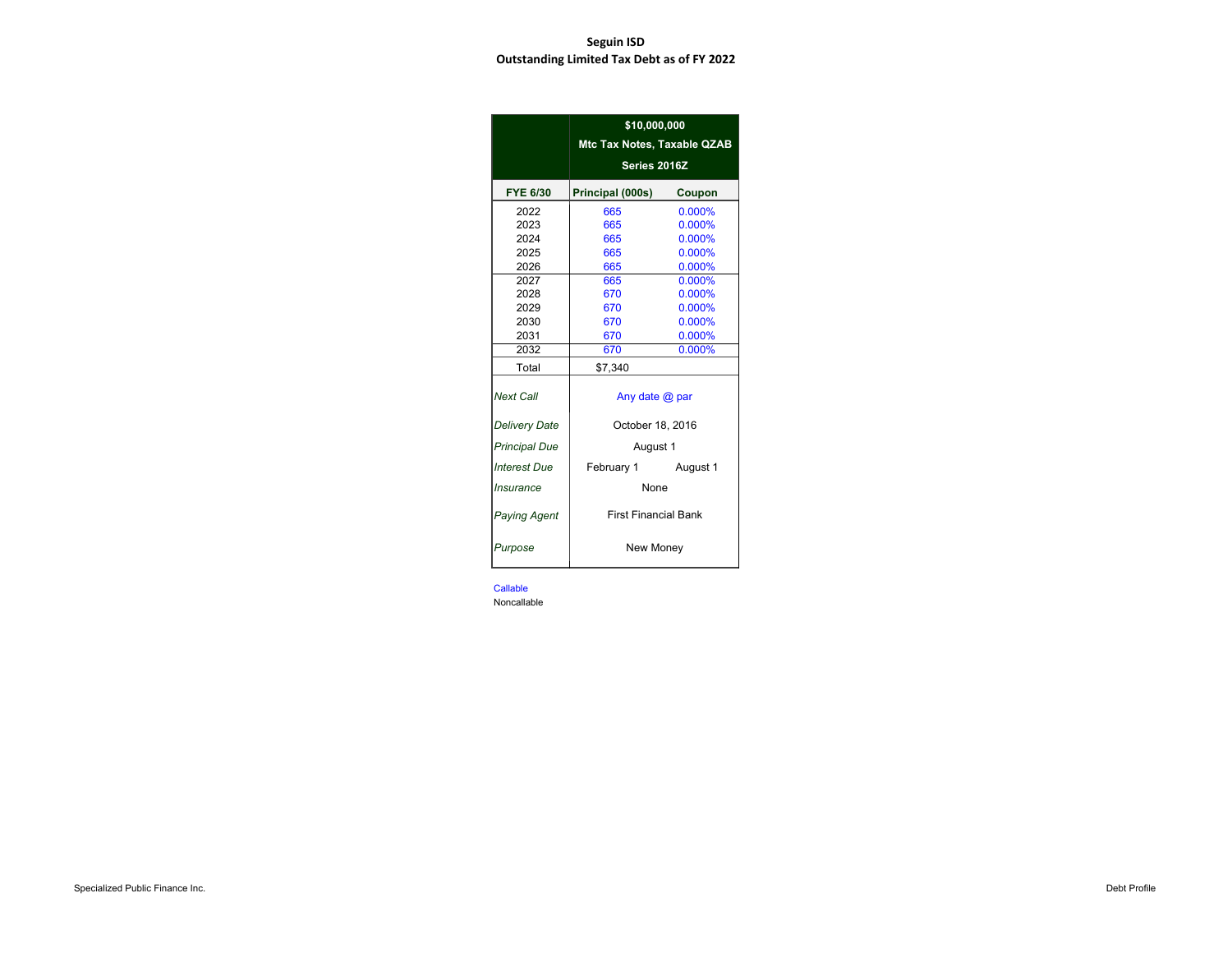# Seguin ISD
## Outstanding Limited Tax Debt as of FY 2022

| | $10,000,000 Mtc Tax Notes, Taxable QZAB Series 2016Z | |
|---|---|---|
| **FYE 6/30** | **Principal (000s)** | **Coupon** |
| 2022 | 665 | 0.000% |
| 2023 | 665 | 0.000% |
| 2024 | 665 | 0.000% |
| 2025 | 665 | 0.000% |
| 2026 | 665 | 0.000% |
| 2027 | 665 | 0.000% |
| 2028 | 670 | 0.000% |
| 2029 | 670 | 0.000% |
| 2030 | 670 | 0.000% |
| 2031 | 670 | 0.000% |
| 2032 | 670 | 0.000% |
| Total | $7,340 | |
| *Next Call* | Any date @ par | |
| *Delivery Date* | October 18, 2016 | |
| *Principal Due* | August 1 | |
| *Interest Due* | February 1 | August 1 |
| *Insurance* | None | |
| *Paying Agent* | First Financial Bank | |
| *Purpose* | New Money | |

Callable
Noncallable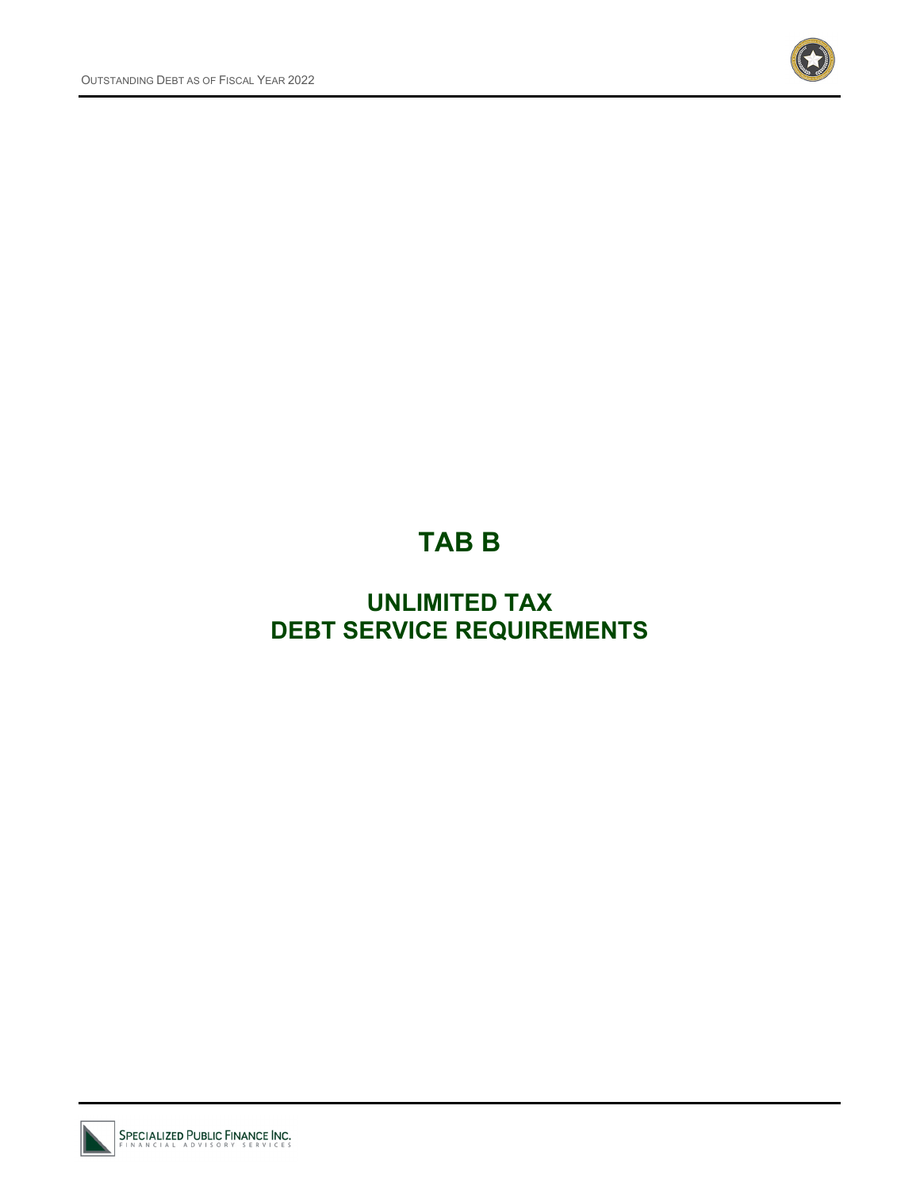# TAB B

## UNLIMITED TAX DEBT SERVICE REQUIREMENTS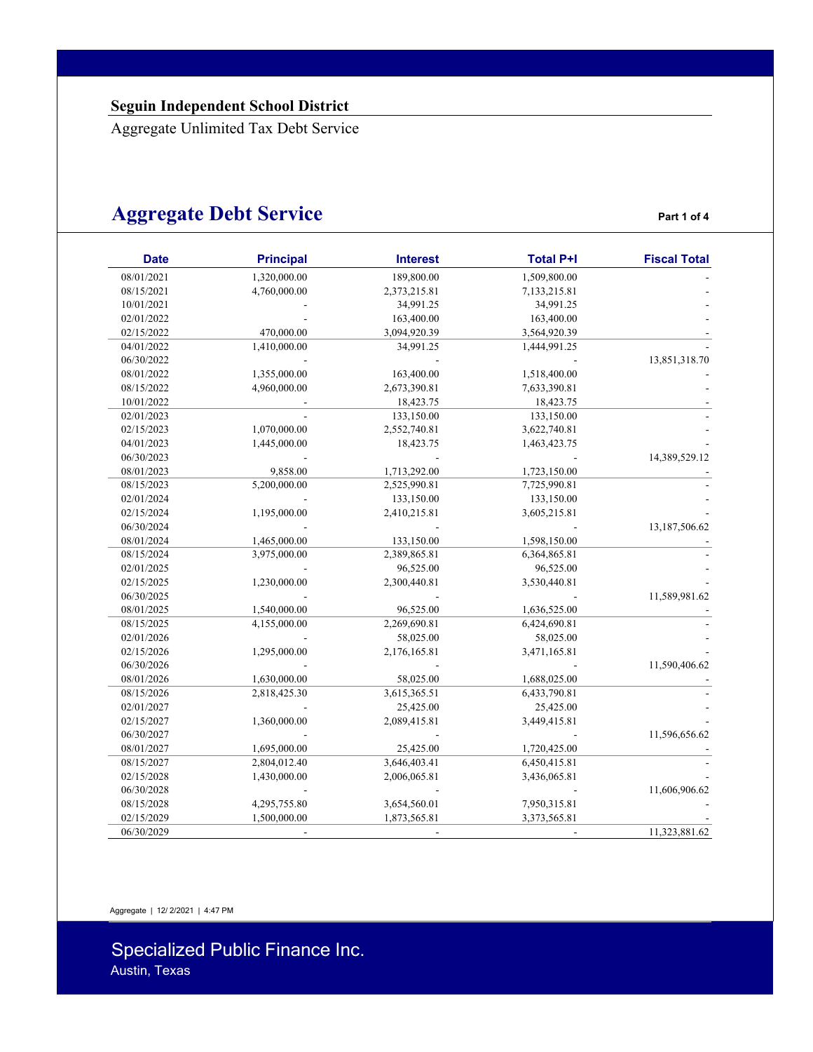**Seguin Independent School District**

Aggregate Unlimited Tax Debt Service

## Aggregate Debt Service

Part 1 of 4

| Date | Principal | Interest | Total P+I | Fiscal Total |
|---|---|---|---|---|
| 08/01/2021 | 1,320,000.00 | 189,800.00 | 1,509,800.00 | - |
| 08/15/2021 | 4,760,000.00 | 2,373,215.81 | 7,133,215.81 | - |
| 10/01/2021 | - | 34,991.25 | 34,991.25 | - |
| 02/01/2022 | - | 163,400.00 | 163,400.00 | - |
| 02/15/2022 | 470,000.00 | 3,094,920.39 | 3,564,920.39 | - |
| 04/01/2022 | 1,410,000.00 | 34,991.25 | 1,444,991.25 | - |
| 06/30/2022 | - | - | - | 13,851,318.70 |
| 08/01/2022 | 1,355,000.00 | 163,400.00 | 1,518,400.00 | - |
| 08/15/2022 | 4,960,000.00 | 2,673,390.81 | 7,633,390.81 | - |
| 10/01/2022 | - | 18,423.75 | 18,423.75 | - |
| 02/01/2023 | - | 133,150.00 | 133,150.00 | - |
| 02/15/2023 | 1,070,000.00 | 2,552,740.81 | 3,622,740.81 | - |
| 04/01/2023 | 1,445,000.00 | 18,423.75 | 1,463,423.75 | - |
| 06/30/2023 | - | - | - | 14,389,529.12 |
| 08/01/2023 | 9,858.00 | 1,713,292.00 | 1,723,150.00 | - |
| 08/15/2023 | 5,200,000.00 | 2,525,990.81 | 7,725,990.81 | - |
| 02/01/2024 | - | 133,150.00 | 133,150.00 | - |
| 02/15/2024 | 1,195,000.00 | 2,410,215.81 | 3,605,215.81 | - |
| 06/30/2024 | - | - | - | 13,187,506.62 |
| 08/01/2024 | 1,465,000.00 | 133,150.00 | 1,598,150.00 | - |
| 08/15/2024 | 3,975,000.00 | 2,389,865.81 | 6,364,865.81 | - |
| 02/01/2025 | - | 96,525.00 | 96,525.00 | - |
| 02/15/2025 | 1,230,000.00 | 2,300,440.81 | 3,530,440.81 | - |
| 06/30/2025 | - | - | - | 11,589,981.62 |
| 08/01/2025 | 1,540,000.00 | 96,525.00 | 1,636,525.00 | - |
| 08/15/2025 | 4,155,000.00 | 2,269,690.81 | 6,424,690.81 | - |
| 02/01/2026 | - | 58,025.00 | 58,025.00 | - |
| 02/15/2026 | 1,295,000.00 | 2,176,165.81 | 3,471,165.81 | - |
| 06/30/2026 | - | - | - | 11,590,406.62 |
| 08/01/2026 | 1,630,000.00 | 58,025.00 | 1,688,025.00 | - |
| 08/15/2026 | 2,818,425.30 | 3,615,365.51 | 6,433,790.81 | - |
| 02/01/2027 | - | 25,425.00 | 25,425.00 | - |
| 02/15/2027 | 1,360,000.00 | 2,089,415.81 | 3,449,415.81 | - |
| 06/30/2027 | - | - | - | 11,596,656.62 |
| 08/01/2027 | 1,695,000.00 | 25,425.00 | 1,720,425.00 | - |
| 08/15/2027 | 2,804,012.40 | 3,646,403.41 | 6,450,415.81 | - |
| 02/15/2028 | 1,430,000.00 | 2,006,065.81 | 3,436,065.81 | - |
| 06/30/2028 | - | - | - | 11,606,906.62 |
| 08/15/2028 | 4,295,755.80 | 3,654,560.01 | 7,950,315.81 | - |
| 02/15/2029 | 1,500,000.00 | 1,873,565.81 | 3,373,565.81 | - |
| 06/30/2029 | - | - | - | 11,323,881.62 |

Aggregate | 12/ 2/2021 | 4:47 PM

Specialized Public Finance Inc.
Austin, Texas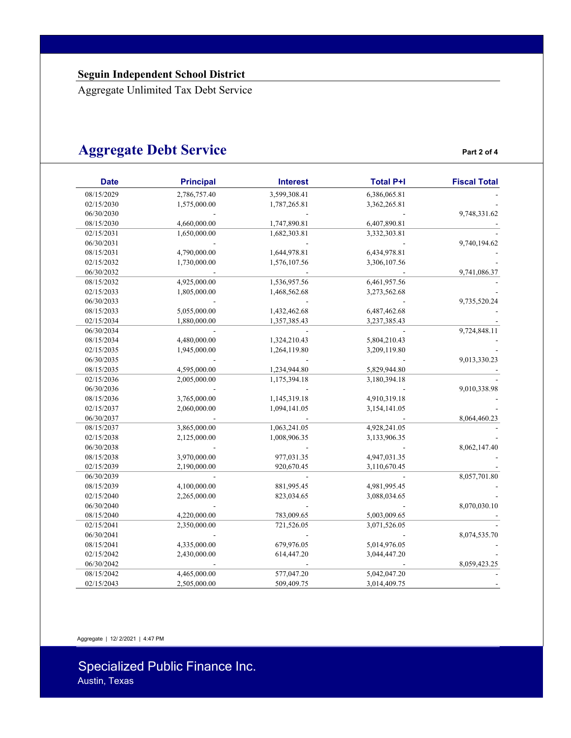**Seguin Independent School District**

Aggregate Unlimited Tax Debt Service

# Aggregate Debt Service

Part 2 of 4

| Date | Principal | Interest | Total P+I | Fiscal Total |
|---|---|---|---|---|
| 08/15/2029 | 2,786,757.40 | 3,599,308.41 | 6,386,065.81 | - |
| 02/15/2030 | 1,575,000.00 | 1,787,265.81 | 3,362,265.81 | - |
| 06/30/2030 | - | - | - | 9,748,331.62 |
| 08/15/2030 | 4,660,000.00 | 1,747,890.81 | 6,407,890.81 | - |
| 02/15/2031 | 1,650,000.00 | 1,682,303.81 | 3,332,303.81 | - |
| 06/30/2031 | - | - | - | 9,740,194.62 |
| 08/15/2031 | 4,790,000.00 | 1,644,978.81 | 6,434,978.81 | - |
| 02/15/2032 | 1,730,000.00 | 1,576,107.56 | 3,306,107.56 | - |
| 06/30/2032 | - | - | - | 9,741,086.37 |
| 08/15/2032 | 4,925,000.00 | 1,536,957.56 | 6,461,957.56 | - |
| 02/15/2033 | 1,805,000.00 | 1,468,562.68 | 3,273,562.68 | - |
| 06/30/2033 | - | - | - | 9,735,520.24 |
| 08/15/2033 | 5,055,000.00 | 1,432,462.68 | 6,487,462.68 | - |
| 02/15/2034 | 1,880,000.00 | 1,357,385.43 | 3,237,385.43 | - |
| 06/30/2034 | - | - | - | 9,724,848.11 |
| 08/15/2034 | 4,480,000.00 | 1,324,210.43 | 5,804,210.43 | - |
| 02/15/2035 | 1,945,000.00 | 1,264,119.80 | 3,209,119.80 | - |
| 06/30/2035 | - | - | - | 9,013,330.23 |
| 08/15/2035 | 4,595,000.00 | 1,234,944.80 | 5,829,944.80 | - |
| 02/15/2036 | 2,005,000.00 | 1,175,394.18 | 3,180,394.18 | - |
| 06/30/2036 | - | - | - | 9,010,338.98 |
| 08/15/2036 | 3,765,000.00 | 1,145,319.18 | 4,910,319.18 | - |
| 02/15/2037 | 2,060,000.00 | 1,094,141.05 | 3,154,141.05 | - |
| 06/30/2037 | - | - | - | 8,064,460.23 |
| 08/15/2037 | 3,865,000.00 | 1,063,241.05 | 4,928,241.05 | - |
| 02/15/2038 | 2,125,000.00 | 1,008,906.35 | 3,133,906.35 | - |
| 06/30/2038 | - | - | - | 8,062,147.40 |
| 08/15/2038 | 3,970,000.00 | 977,031.35 | 4,947,031.35 | - |
| 02/15/2039 | 2,190,000.00 | 920,670.45 | 3,110,670.45 | - |
| 06/30/2039 | - | - | - | 8,057,701.80 |
| 08/15/2039 | 4,100,000.00 | 881,995.45 | 4,981,995.45 | - |
| 02/15/2040 | 2,265,000.00 | 823,034.65 | 3,088,034.65 | - |
| 06/30/2040 | - | - | - | 8,070,030.10 |
| 08/15/2040 | 4,220,000.00 | 783,009.65 | 5,003,009.65 | - |
| 02/15/2041 | 2,350,000.00 | 721,526.05 | 3,071,526.05 | - |
| 06/30/2041 | - | - | - | 8,074,535.70 |
| 08/15/2041 | 4,335,000.00 | 679,976.05 | 5,014,976.05 | - |
| 02/15/2042 | 2,430,000.00 | 614,447.20 | 3,044,447.20 | - |
| 06/30/2042 | - | - | - | 8,059,423.25 |
| 08/15/2042 | 4,465,000.00 | 577,047.20 | 5,042,047.20 | - |
| 02/15/2043 | 2,505,000.00 | 509,409.75 | 3,014,409.75 | - |

Aggregate | 12/ 2/2021 | 4:47 PM

Specialized Public Finance Inc.
Austin, Texas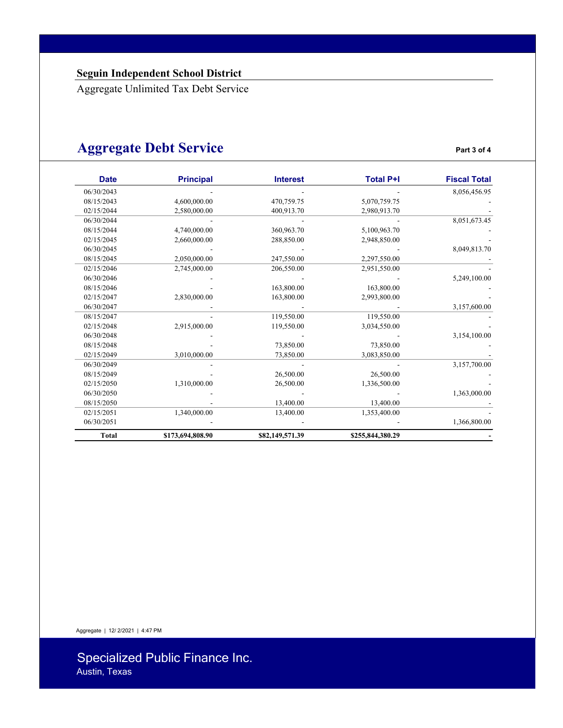**Seguin Independent School District**

Aggregate Unlimited Tax Debt Service

# Aggregate Debt Service

Part 3 of 4

| Date | Principal | Interest | Total P+I | Fiscal Total |
|---|---|---|---|---|
| 06/30/2043 | - | - | - | 8,056,456.95 |
| 08/15/2043 | 4,600,000.00 | 470,759.75 | 5,070,759.75 | - |
| 02/15/2044 | 2,580,000.00 | 400,913.70 | 2,980,913.70 | - |
| 06/30/2044 | - | - | - | 8,051,673.45 |
| 08/15/2044 | 4,740,000.00 | 360,963.70 | 5,100,963.70 | - |
| 02/15/2045 | 2,660,000.00 | 288,850.00 | 2,948,850.00 | - |
| 06/30/2045 | - | - | - | 8,049,813.70 |
| 08/15/2045 | 2,050,000.00 | 247,550.00 | 2,297,550.00 | - |
| 02/15/2046 | 2,745,000.00 | 206,550.00 | 2,951,550.00 | - |
| 06/30/2046 | - | - | - | 5,249,100.00 |
| 08/15/2046 | - | 163,800.00 | 163,800.00 | - |
| 02/15/2047 | 2,830,000.00 | 163,800.00 | 2,993,800.00 | - |
| 06/30/2047 | - | - | - | 3,157,600.00 |
| 08/15/2047 | - | 119,550.00 | 119,550.00 | - |
| 02/15/2048 | 2,915,000.00 | 119,550.00 | 3,034,550.00 | - |
| 06/30/2048 | - | - | - | 3,154,100.00 |
| 08/15/2048 | - | 73,850.00 | 73,850.00 | - |
| 02/15/2049 | 3,010,000.00 | 73,850.00 | 3,083,850.00 | - |
| 06/30/2049 | - | - | - | 3,157,700.00 |
| 08/15/2049 | - | 26,500.00 | 26,500.00 | - |
| 02/15/2050 | 1,310,000.00 | 26,500.00 | 1,336,500.00 | - |
| 06/30/2050 | - | - | - | 1,363,000.00 |
| 08/15/2050 | - | 13,400.00 | 13,400.00 | - |
| 02/15/2051 | 1,340,000.00 | 13,400.00 | 1,353,400.00 | - |
| 06/30/2051 | - | - | - | 1,366,800.00 |
| **Total** | **$173,694,808.90** | **$82,149,571.39** | **$255,844,380.29** | **-** |

Aggregate | 12/ 2/2021 | 4:47 PM

Specialized Public Finance Inc.
Austin, Texas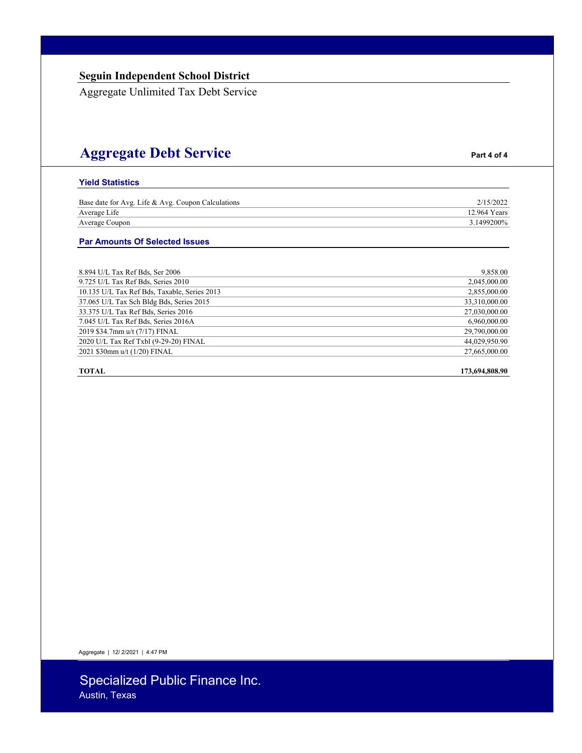**Seguin Independent School District**

Aggregate Unlimited Tax Debt Service

# Aggregate Debt Service

**Part 4 of 4**

### Yield Statistics

| | |
|---|---|
| Base date for Avg. Life & Avg. Coupon Calculations | 2/15/2022 |
| Average Life | 12.964 Years |
| Average Coupon | 3.1499200% |

### Par Amounts Of Selected Issues

| | |
|---|---|
| 8.894 U/L Tax Ref Bds, Ser 2006 | 9,858.00 |
| 9.725 U/L Tax Ref Bds, Series 2010 | 2,045,000.00 |
| 10.135 U/L Tax Ref Bds, Taxable, Series 2013 | 2,855,000.00 |
| 37.065 U/L Tax Sch Bldg Bds, Series 2015 | 33,310,000.00 |
| 33.375 U/L Tax Ref Bds, Series 2016 | 27,030,000.00 |
| 7.045 U/L Tax Ref Bds, Series 2016A | 6,960,000.00 |
| 2019 $34.7mm u/t (7/17) FINAL | 29,790,000.00 |
| 2020 U/L Tax Ref Txbl (9-29-20) FINAL | 44,029,950.90 |
| 2021 $30mm u/t (1/20) FINAL | 27,665,000.00 |
| **TOTAL** | **173,694,808.90** |

Aggregate | 12/ 2/2021 | 4:47 PM

Specialized Public Finance Inc.
Austin, Texas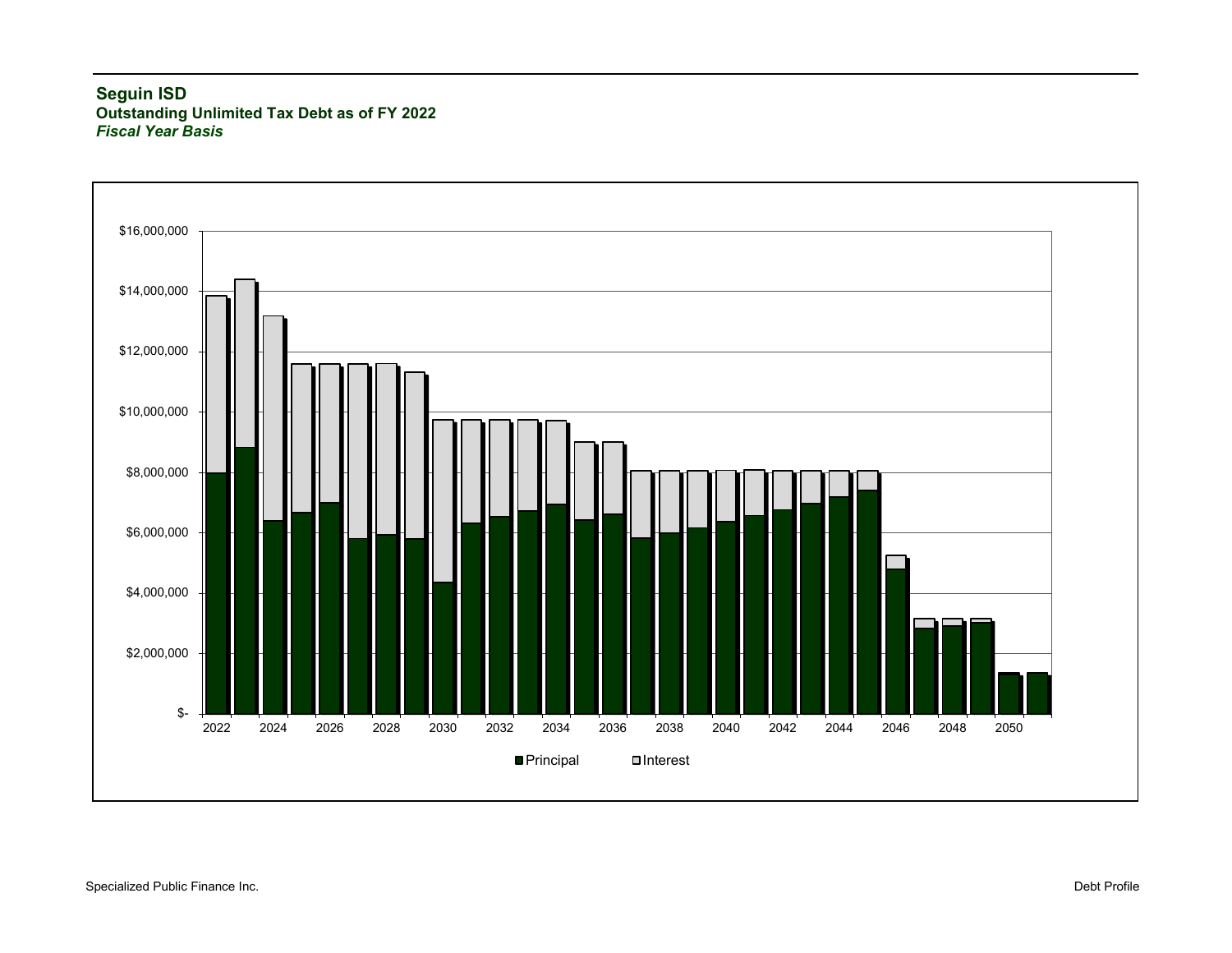**Seguin ISD**
**Outstanding Unlimited Tax Debt as of FY 2022**
***Fiscal Year Basis***

$16,000,000
$14,000,000
$12,000,000
$10,000,000
$8,000,000
$6,000,000
$4,000,000
$2,000,000
$-

2022 2024 2026 2028 2030 2032 2034 2036 2038 2040 2042 2044 2046 2048 2050

Principal Interest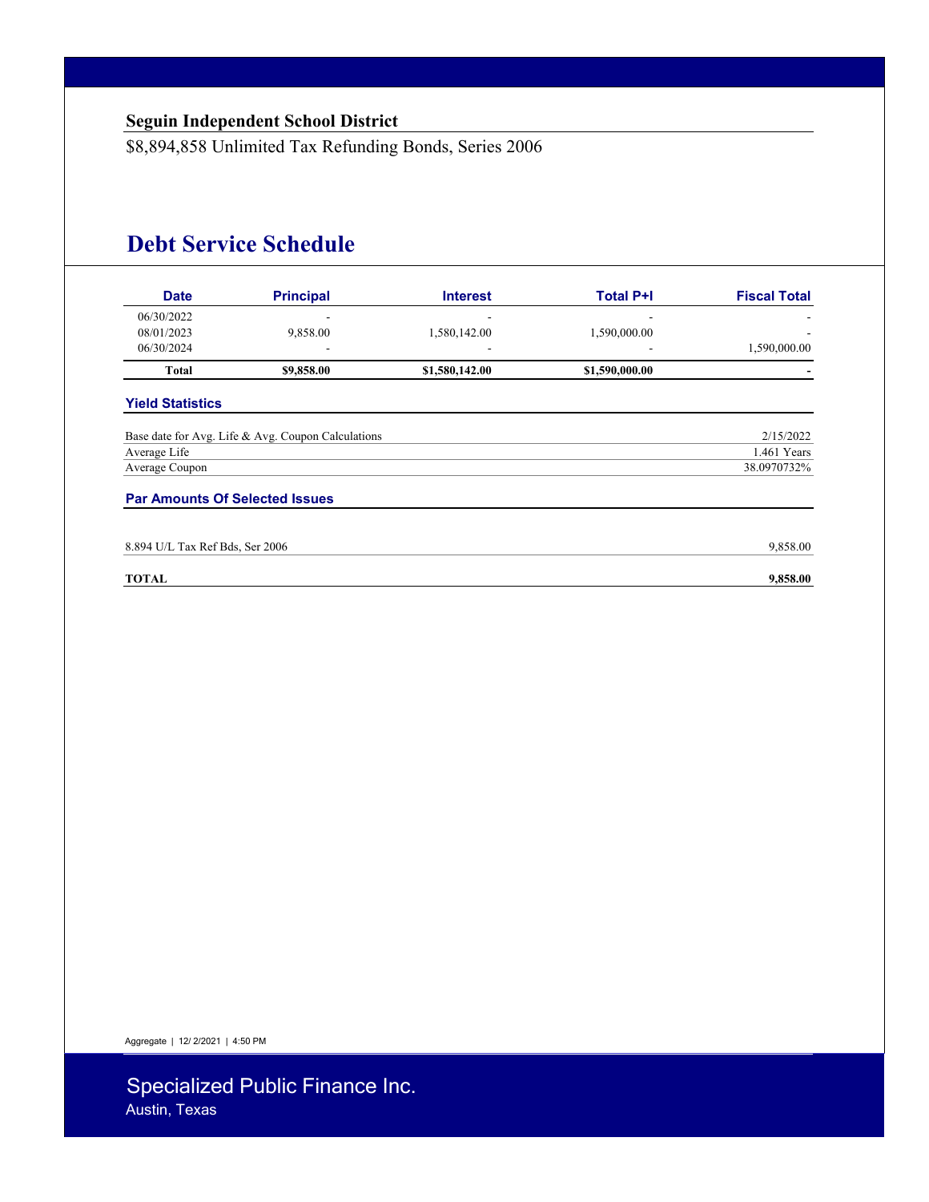**Seguin Independent School District**

$8,894,858 Unlimited Tax Refunding Bonds, Series 2006

# Debt Service Schedule

| Date | Principal | Interest | Total P+I | Fiscal Total |
|---|---|---|---|---|
| 06/30/2022 | - | - | - | - |
| 08/01/2023 | 9,858.00 | 1,580,142.00 | 1,590,000.00 | - |
| 06/30/2024 | - | - | - | 1,590,000.00 |
| **Total** | **$9,858.00** | **$1,580,142.00** | **$1,590,000.00** | **-** |

### Yield Statistics

| | |
|---|---|
| Base date for Avg. Life & Avg. Coupon Calculations | 2/15/2022 |
| Average Life | 1.461 Years |
| Average Coupon | 38.0970732% |

### Par Amounts Of Selected Issues

| | |
|---|---|
| 8.894 U/L Tax Ref Bds, Ser 2006 | 9,858.00 |
| **TOTAL** | **9,858.00** |

Aggregate | 12/ 2/2021 | 4:50 PM

Specialized Public Finance Inc.
Austin, Texas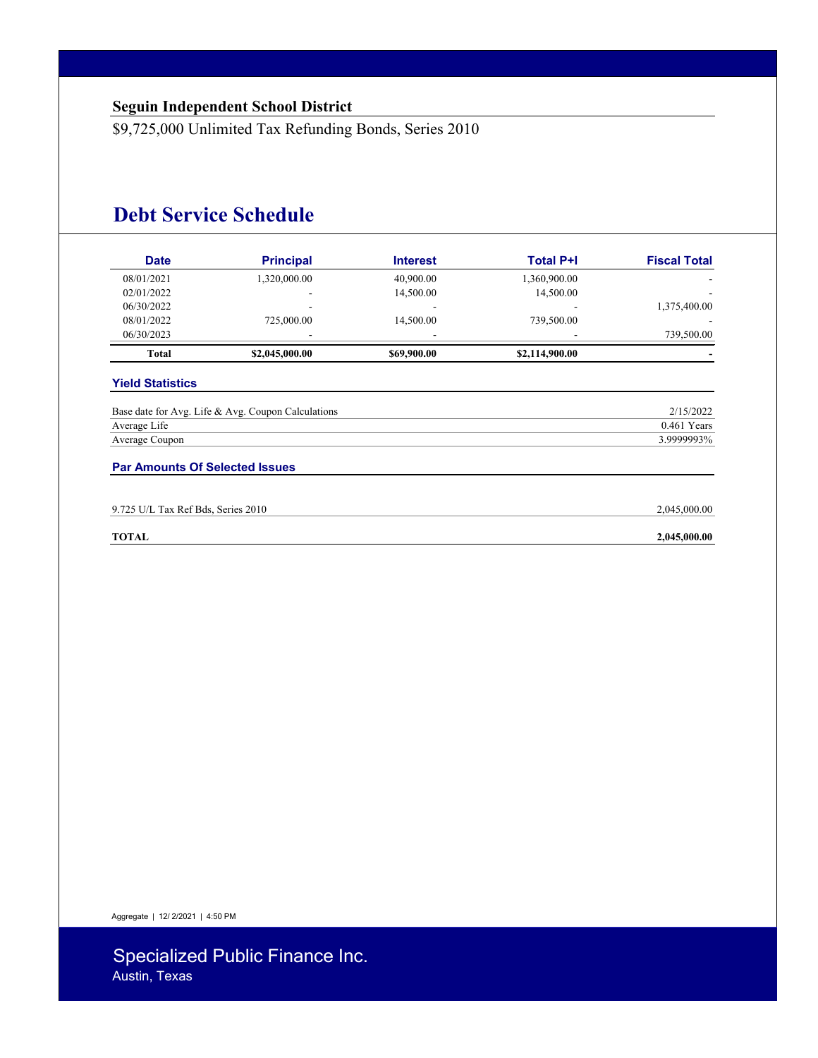**Seguin Independent School District**

$9,725,000 Unlimited Tax Refunding Bonds, Series 2010

# Debt Service Schedule

| Date | Principal | Interest | Total P+I | Fiscal Total |
|---|---|---|---|---|
| 08/01/2021 | 1,320,000.00 | 40,900.00 | 1,360,900.00 | - |
| 02/01/2022 | - | 14,500.00 | 14,500.00 | - |
| 06/30/2022 | - | - | - | 1,375,400.00 |
| 08/01/2022 | 725,000.00 | 14,500.00 | 739,500.00 | - |
| 06/30/2023 | - | - | - | 739,500.00 |
| **Total** | **$2,045,000.00** | **$69,900.00** | **$2,114,900.00** | **-** |

### Yield Statistics

| | |
|---|---|
| Base date for Avg. Life & Avg. Coupon Calculations | 2/15/2022 |
| Average Life | 0.461 Years |
| Average Coupon | 3.9999993% |

### Par Amounts Of Selected Issues

| | |
|---|---|
| 9.725 U/L Tax Ref Bds, Series 2010 | 2,045,000.00 |
| **TOTAL** | **2,045,000.00** |

Aggregate | 12/ 2/2021 | 4:50 PM

Specialized Public Finance Inc.
Austin, Texas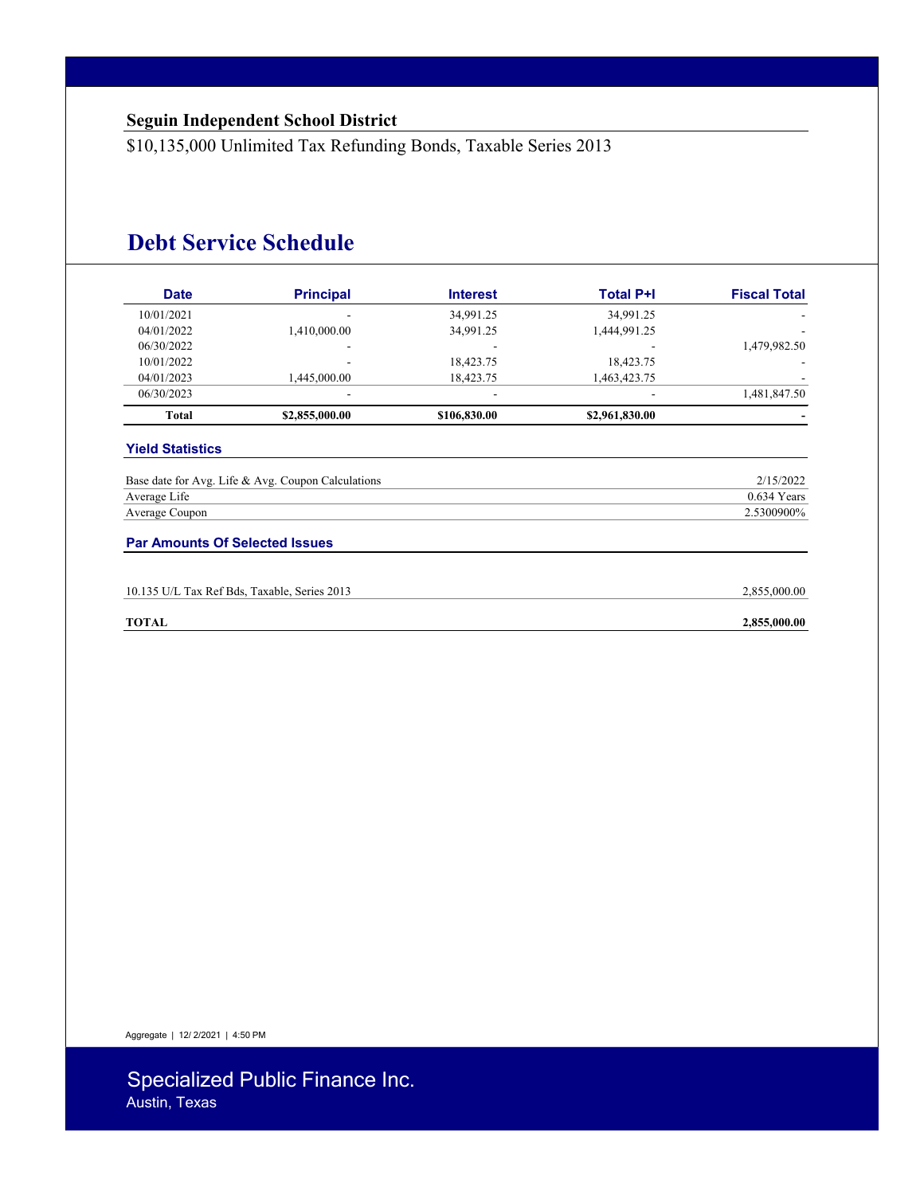**Seguin Independent School District**

$10,135,000 Unlimited Tax Refunding Bonds, Taxable Series 2013

# Debt Service Schedule

| Date | Principal | Interest | Total P+I | Fiscal Total |
|---|---|---|---|---|
| 10/01/2021 | - | 34,991.25 | 34,991.25 | - |
| 04/01/2022 | 1,410,000.00 | 34,991.25 | 1,444,991.25 | - |
| 06/30/2022 | - | - | - | 1,479,982.50 |
| 10/01/2022 | - | 18,423.75 | 18,423.75 | - |
| 04/01/2023 | 1,445,000.00 | 18,423.75 | 1,463,423.75 | - |
| 06/30/2023 | - | - | - | 1,481,847.50 |
| **Total** | **$2,855,000.00** | **$106,830.00** | **$2,961,830.00** | **-** |

### Yield Statistics

| | |
|---|---|
| Base date for Avg. Life & Avg. Coupon Calculations | 2/15/2022 |
| Average Life | 0.634 Years |
| Average Coupon | 2.5300900% |

### Par Amounts Of Selected Issues

| | |
|---|---|
| 10.135 U/L Tax Ref Bds, Taxable, Series 2013 | 2,855,000.00 |
| **TOTAL** | **2,855,000.00** |

Aggregate | 12/ 2/2021 | 4:50 PM

Specialized Public Finance Inc.
Austin, Texas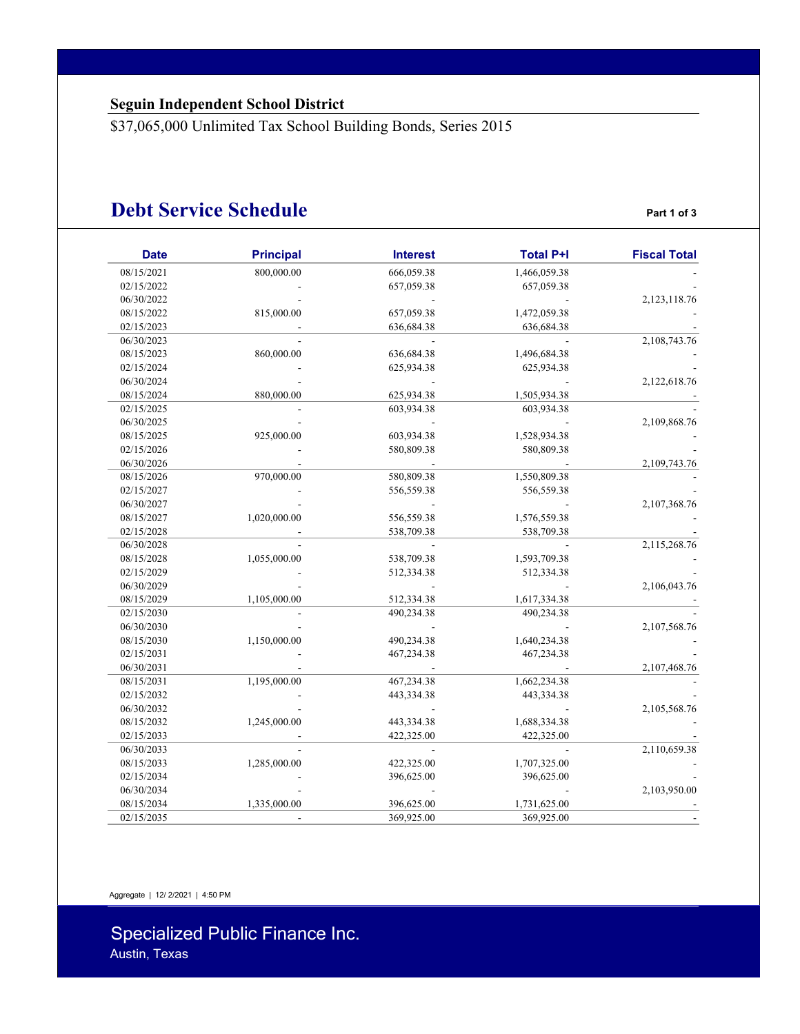## Seguin Independent School District

$37,065,000 Unlimited Tax School Building Bonds, Series 2015

# Debt Service Schedule

**Part 1 of 3**

| Date | Principal | Interest | Total P+I | Fiscal Total |
|---|---|---|---|---|
| 08/15/2021 | 800,000.00 | 666,059.38 | 1,466,059.38 | - |
| 02/15/2022 | - | 657,059.38 | 657,059.38 | - |
| 06/30/2022 | - | - | - | 2,123,118.76 |
| 08/15/2022 | 815,000.00 | 657,059.38 | 1,472,059.38 | - |
| 02/15/2023 | - | 636,684.38 | 636,684.38 | - |
| 06/30/2023 | - | - | - | 2,108,743.76 |
| 08/15/2023 | 860,000.00 | 636,684.38 | 1,496,684.38 | - |
| 02/15/2024 | - | 625,934.38 | 625,934.38 | - |
| 06/30/2024 | - | - | - | 2,122,618.76 |
| 08/15/2024 | 880,000.00 | 625,934.38 | 1,505,934.38 | - |
| 02/15/2025 | - | 603,934.38 | 603,934.38 | - |
| 06/30/2025 | - | - | - | 2,109,868.76 |
| 08/15/2025 | 925,000.00 | 603,934.38 | 1,528,934.38 | - |
| 02/15/2026 | - | 580,809.38 | 580,809.38 | - |
| 06/30/2026 | - | - | - | 2,109,743.76 |
| 08/15/2026 | 970,000.00 | 580,809.38 | 1,550,809.38 | - |
| 02/15/2027 | - | 556,559.38 | 556,559.38 | - |
| 06/30/2027 | - | - | - | 2,107,368.76 |
| 08/15/2027 | 1,020,000.00 | 556,559.38 | 1,576,559.38 | - |
| 02/15/2028 | - | 538,709.38 | 538,709.38 | - |
| 06/30/2028 | - | - | - | 2,115,268.76 |
| 08/15/2028 | 1,055,000.00 | 538,709.38 | 1,593,709.38 | - |
| 02/15/2029 | - | 512,334.38 | 512,334.38 | - |
| 06/30/2029 | - | - | - | 2,106,043.76 |
| 08/15/2029 | 1,105,000.00 | 512,334.38 | 1,617,334.38 | - |
| 02/15/2030 | - | 490,234.38 | 490,234.38 | - |
| 06/30/2030 | - | - | - | 2,107,568.76 |
| 08/15/2030 | 1,150,000.00 | 490,234.38 | 1,640,234.38 | - |
| 02/15/2031 | - | 467,234.38 | 467,234.38 | - |
| 06/30/2031 | - | - | - | 2,107,468.76 |
| 08/15/2031 | 1,195,000.00 | 467,234.38 | 1,662,234.38 | - |
| 02/15/2032 | - | 443,334.38 | 443,334.38 | - |
| 06/30/2032 | - | - | - | 2,105,568.76 |
| 08/15/2032 | 1,245,000.00 | 443,334.38 | 1,688,334.38 | - |
| 02/15/2033 | - | 422,325.00 | 422,325.00 | - |
| 06/30/2033 | - | - | - | 2,110,659.38 |
| 08/15/2033 | 1,285,000.00 | 422,325.00 | 1,707,325.00 | - |
| 02/15/2034 | - | 396,625.00 | 396,625.00 | - |
| 06/30/2034 | - | - | - | 2,103,950.00 |
| 08/15/2034 | 1,335,000.00 | 396,625.00 | 1,731,625.00 | - |
| 02/15/2035 | - | 369,925.00 | 369,925.00 | - |

Aggregate | 12/ 2/2021 | 4:50 PM

Specialized Public Finance Inc.
Austin, Texas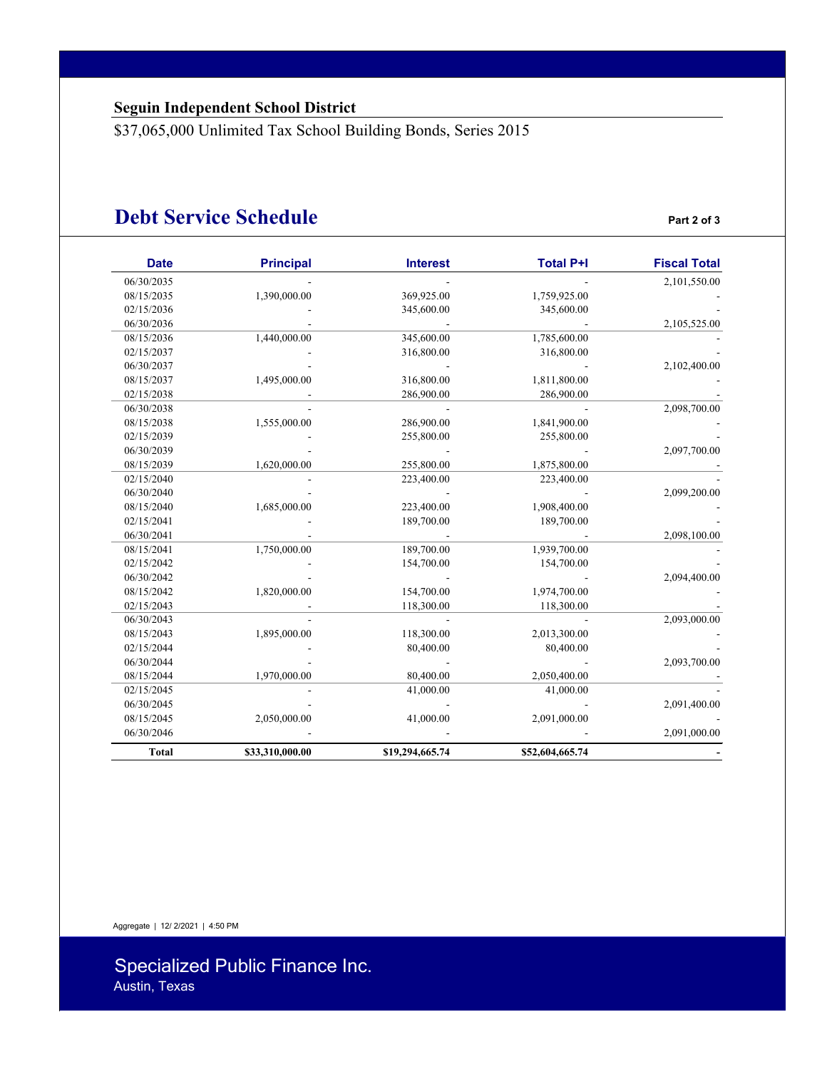**Seguin Independent School District**

$37,065,000 Unlimited Tax School Building Bonds, Series 2015

# Debt Service Schedule

Part 2 of 3

| Date | Principal | Interest | Total P+I | Fiscal Total |
|---|---|---|---|---|
| 06/30/2035 | - | - | - | 2,101,550.00 |
| 08/15/2035 | 1,390,000.00 | 369,925.00 | 1,759,925.00 | - |
| 02/15/2036 | - | 345,600.00 | 345,600.00 | - |
| 06/30/2036 | - | - | - | 2,105,525.00 |
| 08/15/2036 | 1,440,000.00 | 345,600.00 | 1,785,600.00 | - |
| 02/15/2037 | - | 316,800.00 | 316,800.00 | - |
| 06/30/2037 | - | - | - | 2,102,400.00 |
| 08/15/2037 | 1,495,000.00 | 316,800.00 | 1,811,800.00 | - |
| 02/15/2038 | - | 286,900.00 | 286,900.00 | - |
| 06/30/2038 | - | - | - | 2,098,700.00 |
| 08/15/2038 | 1,555,000.00 | 286,900.00 | 1,841,900.00 | - |
| 02/15/2039 | - | 255,800.00 | 255,800.00 | - |
| 06/30/2039 | - | - | - | 2,097,700.00 |
| 08/15/2039 | 1,620,000.00 | 255,800.00 | 1,875,800.00 | - |
| 02/15/2040 | - | 223,400.00 | 223,400.00 | - |
| 06/30/2040 | - | - | - | 2,099,200.00 |
| 08/15/2040 | 1,685,000.00 | 223,400.00 | 1,908,400.00 | - |
| 02/15/2041 | - | 189,700.00 | 189,700.00 | - |
| 06/30/2041 | - | - | - | 2,098,100.00 |
| 08/15/2041 | 1,750,000.00 | 189,700.00 | 1,939,700.00 | - |
| 02/15/2042 | - | 154,700.00 | 154,700.00 | - |
| 06/30/2042 | - | - | - | 2,094,400.00 |
| 08/15/2042 | 1,820,000.00 | 154,700.00 | 1,974,700.00 | - |
| 02/15/2043 | - | 118,300.00 | 118,300.00 | - |
| 06/30/2043 | - | - | - | 2,093,000.00 |
| 08/15/2043 | 1,895,000.00 | 118,300.00 | 2,013,300.00 | - |
| 02/15/2044 | - | 80,400.00 | 80,400.00 | - |
| 06/30/2044 | - | - | - | 2,093,700.00 |
| 08/15/2044 | 1,970,000.00 | 80,400.00 | 2,050,400.00 | - |
| 02/15/2045 | - | 41,000.00 | 41,000.00 | - |
| 06/30/2045 | - | - | - | 2,091,400.00 |
| 08/15/2045 | 2,050,000.00 | 41,000.00 | 2,091,000.00 | - |
| 06/30/2046 | - | - | - | 2,091,000.00 |
| **Total** | **$33,310,000.00** | **$19,294,665.74** | **$52,604,665.74** | **-** |

Aggregate | 12/ 2/2021 | 4:50 PM

Specialized Public Finance Inc.
Austin, Texas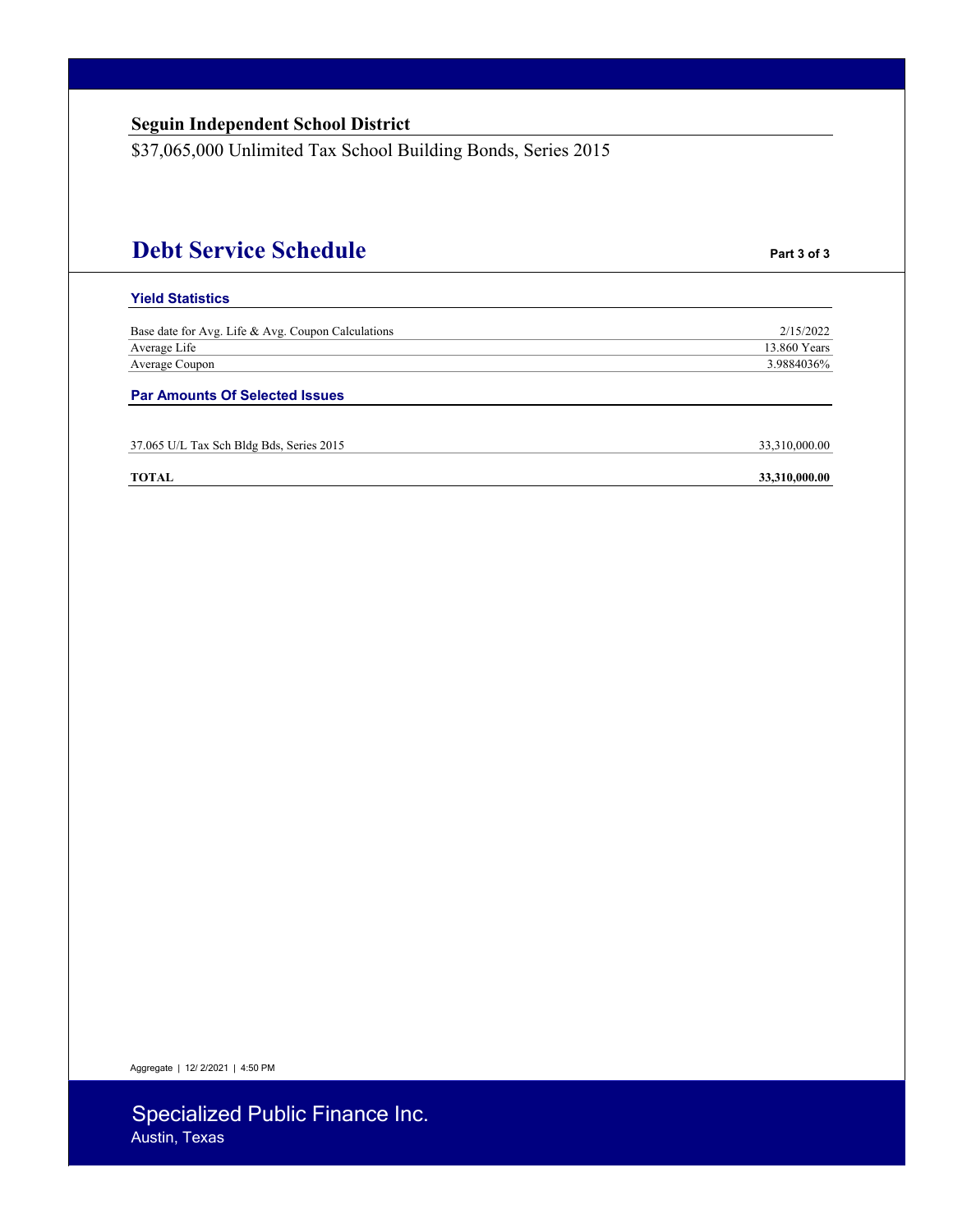**Seguin Independent School District**

$37,065,000 Unlimited Tax School Building Bonds, Series 2015

# Debt Service Schedule

**Part 3 of 3**

## Yield Statistics

| | |
|---|---|
| Base date for Avg. Life & Avg. Coupon Calculations | 2/15/2022 |
| Average Life | 13.860 Years |
| Average Coupon | 3.9884036% |

## Par Amounts Of Selected Issues

| | |
|---|---|
| 37.065 U/L Tax Sch Bldg Bds, Series 2015 | 33,310,000.00 |
| **TOTAL** | **33,310,000.00** |

Aggregate | 12/ 2/2021 | 4:50 PM

Specialized Public Finance Inc.
Austin, Texas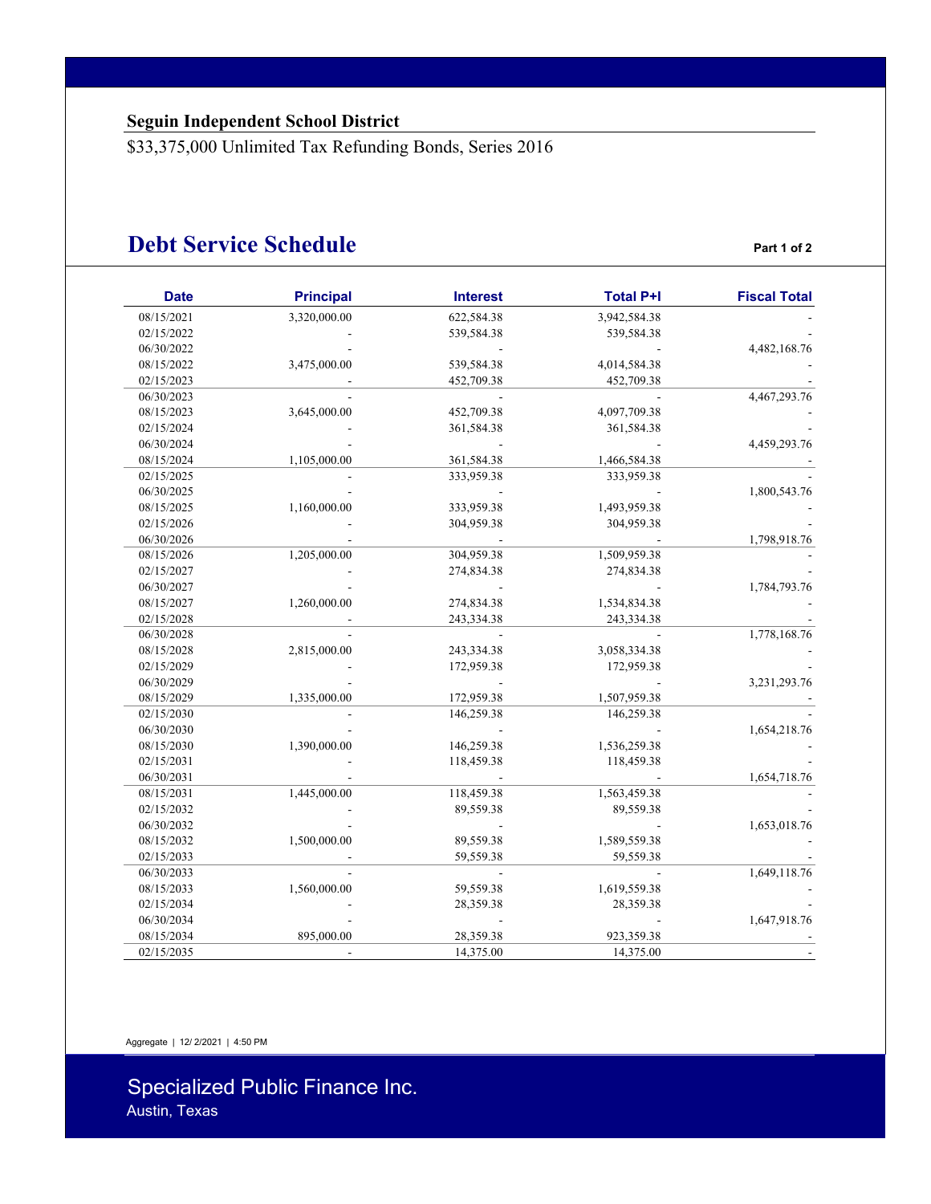**Seguin Independent School District**

$33,375,000 Unlimited Tax Refunding Bonds, Series 2016

# Debt Service Schedule

Part 1 of 2

| Date | Principal | Interest | Total P+I | Fiscal Total |
|---|---|---|---|---|
| 08/15/2021 | 3,320,000.00 | 622,584.38 | 3,942,584.38 | - |
| 02/15/2022 | - | 539,584.38 | 539,584.38 | - |
| 06/30/2022 | - | - | - | 4,482,168.76 |
| 08/15/2022 | 3,475,000.00 | 539,584.38 | 4,014,584.38 | - |
| 02/15/2023 | - | 452,709.38 | 452,709.38 | - |
| 06/30/2023 | - | - | - | 4,467,293.76 |
| 08/15/2023 | 3,645,000.00 | 452,709.38 | 4,097,709.38 | - |
| 02/15/2024 | - | 361,584.38 | 361,584.38 | - |
| 06/30/2024 | - | - | - | 4,459,293.76 |
| 08/15/2024 | 1,105,000.00 | 361,584.38 | 1,466,584.38 | - |
| 02/15/2025 | - | 333,959.38 | 333,959.38 | - |
| 06/30/2025 | - | - | - | 1,800,543.76 |
| 08/15/2025 | 1,160,000.00 | 333,959.38 | 1,493,959.38 | - |
| 02/15/2026 | - | 304,959.38 | 304,959.38 | - |
| 06/30/2026 | - | - | - | 1,798,918.76 |
| 08/15/2026 | 1,205,000.00 | 304,959.38 | 1,509,959.38 | - |
| 02/15/2027 | - | 274,834.38 | 274,834.38 | - |
| 06/30/2027 | - | - | - | 1,784,793.76 |
| 08/15/2027 | 1,260,000.00 | 274,834.38 | 1,534,834.38 | - |
| 02/15/2028 | - | 243,334.38 | 243,334.38 | - |
| 06/30/2028 | - | - | - | 1,778,168.76 |
| 08/15/2028 | 2,815,000.00 | 243,334.38 | 3,058,334.38 | - |
| 02/15/2029 | - | 172,959.38 | 172,959.38 | - |
| 06/30/2029 | - | - | - | 3,231,293.76 |
| 08/15/2029 | 1,335,000.00 | 172,959.38 | 1,507,959.38 | - |
| 02/15/2030 | - | 146,259.38 | 146,259.38 | - |
| 06/30/2030 | - | - | - | 1,654,218.76 |
| 08/15/2030 | 1,390,000.00 | 146,259.38 | 1,536,259.38 | - |
| 02/15/2031 | - | 118,459.38 | 118,459.38 | - |
| 06/30/2031 | - | - | - | 1,654,718.76 |
| 08/15/2031 | 1,445,000.00 | 118,459.38 | 1,563,459.38 | - |
| 02/15/2032 | - | 89,559.38 | 89,559.38 | - |
| 06/30/2032 | - | - | - | 1,653,018.76 |
| 08/15/2032 | 1,500,000.00 | 89,559.38 | 1,589,559.38 | - |
| 02/15/2033 | - | 59,559.38 | 59,559.38 | - |
| 06/30/2033 | - | - | - | 1,649,118.76 |
| 08/15/2033 | 1,560,000.00 | 59,559.38 | 1,619,559.38 | - |
| 02/15/2034 | - | 28,359.38 | 28,359.38 | - |
| 06/30/2034 | - | - | - | 1,647,918.76 |
| 08/15/2034 | 895,000.00 | 28,359.38 | 923,359.38 | - |
| 02/15/2035 | - | 14,375.00 | 14,375.00 | - |

Aggregate | 12/ 2/2021 | 4:50 PM

Specialized Public Finance Inc.
Austin, Texas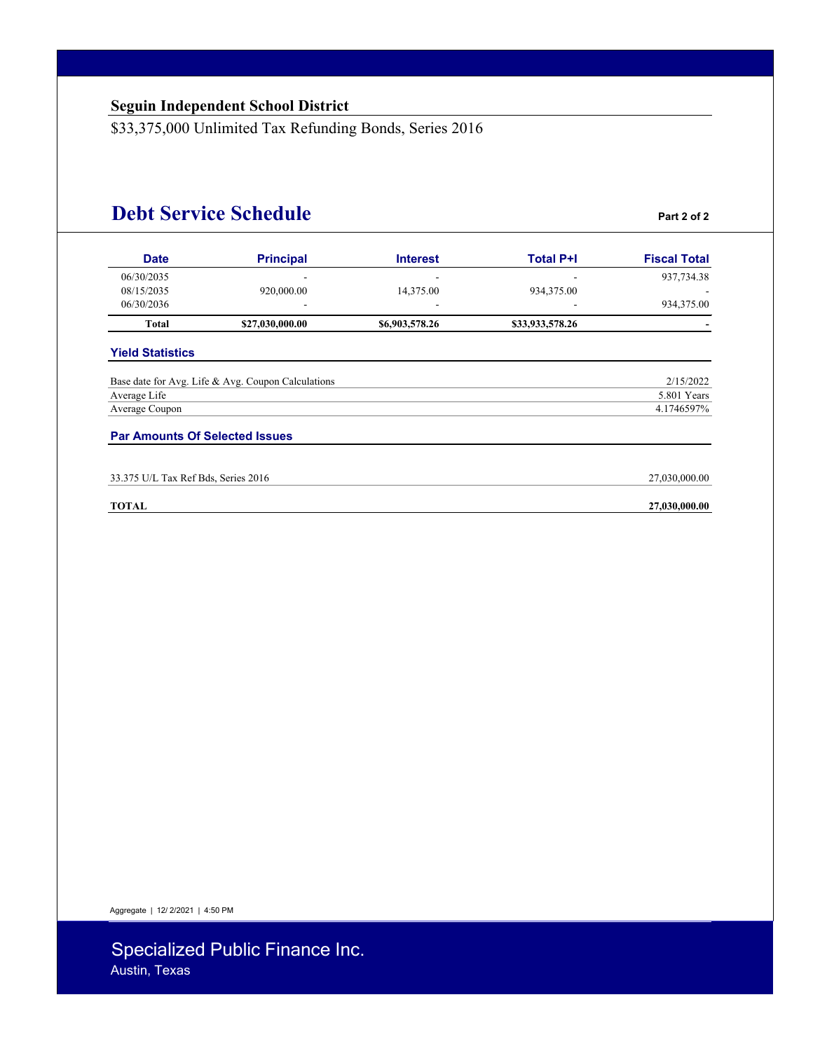**Seguin Independent School District**

$33,375,000 Unlimited Tax Refunding Bonds, Series 2016

# Debt Service Schedule

**Part 2 of 2**

| Date | Principal | Interest | Total P+I | Fiscal Total |
|---|---|---|---|---|
| 06/30/2035 | - | - | - | 937,734.38 |
| 08/15/2035 | 920,000.00 | 14,375.00 | 934,375.00 | - |
| 06/30/2036 | - | - | - | 934,375.00 |
| **Total** | **$27,030,000.00** | **$6,903,578.26** | **$33,933,578.26** | **-** |

### Yield Statistics

| | |
|---|---|
| Base date for Avg. Life & Avg. Coupon Calculations | 2/15/2022 |
| Average Life | 5.801 Years |
| Average Coupon | 4.1746597% |

### Par Amounts Of Selected Issues

| | |
|---|---|
| 33.375 U/L Tax Ref Bds, Series 2016 | 27,030,000.00 |
| **TOTAL** | **27,030,000.00** |

Aggregate | 12/ 2/2021 | 4:50 PM

Specialized Public Finance Inc.
Austin, Texas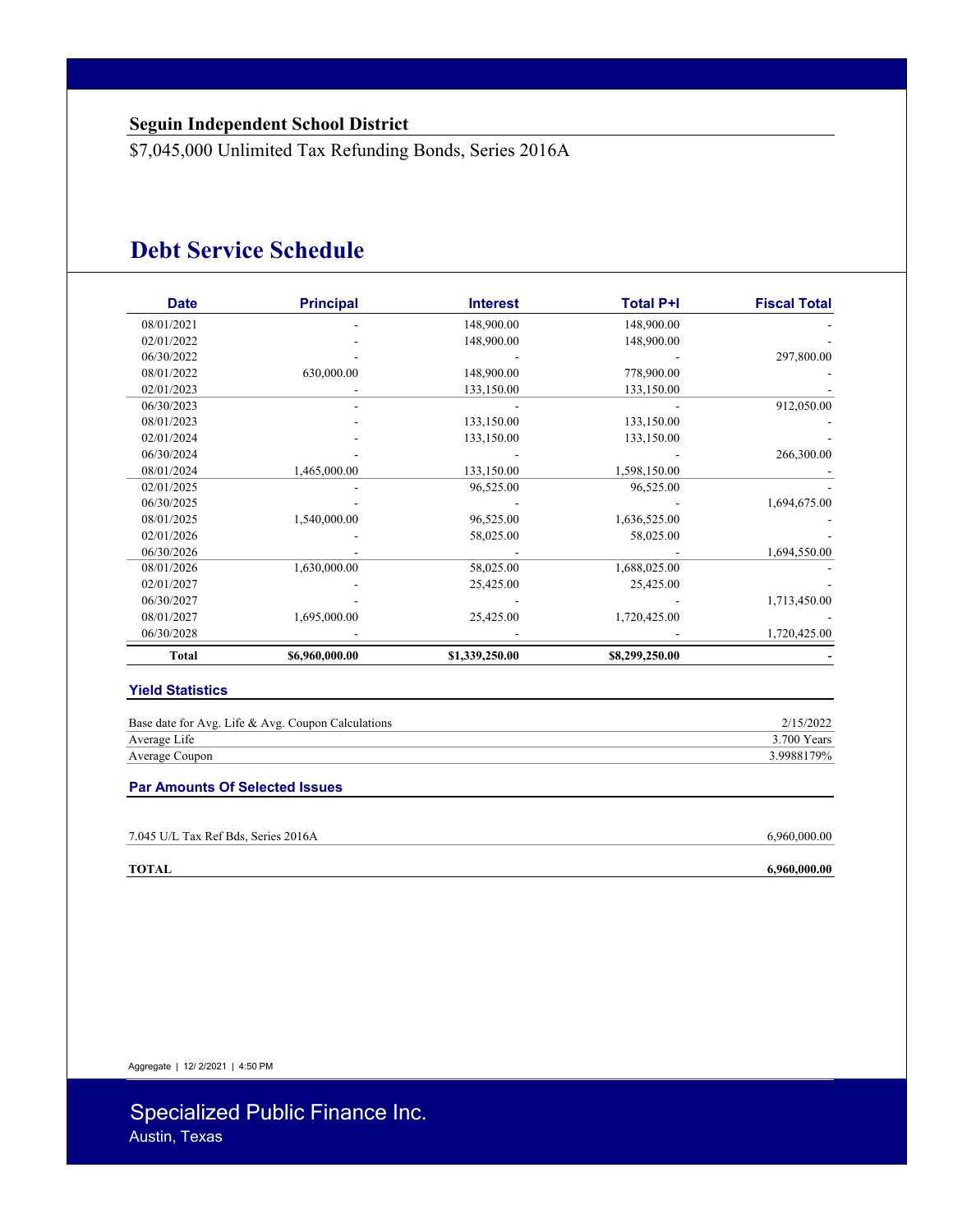**Seguin Independent School District**

$7,045,000 Unlimited Tax Refunding Bonds, Series 2016A

# Debt Service Schedule

| Date | Principal | Interest | Total P+I | Fiscal Total |
|---|---|---|---|---|
| 08/01/2021 | - | 148,900.00 | 148,900.00 | - |
| 02/01/2022 | - | 148,900.00 | 148,900.00 | - |
| 06/30/2022 | - | - | - | 297,800.00 |
| 08/01/2022 | 630,000.00 | 148,900.00 | 778,900.00 | - |
| 02/01/2023 | - | 133,150.00 | 133,150.00 | - |
| 06/30/2023 | - | - | - | 912,050.00 |
| 08/01/2023 | - | 133,150.00 | 133,150.00 | - |
| 02/01/2024 | - | 133,150.00 | 133,150.00 | - |
| 06/30/2024 | - | - | - | 266,300.00 |
| 08/01/2024 | 1,465,000.00 | 133,150.00 | 1,598,150.00 | - |
| 02/01/2025 | - | 96,525.00 | 96,525.00 | - |
| 06/30/2025 | - | - | - | 1,694,675.00 |
| 08/01/2025 | 1,540,000.00 | 96,525.00 | 1,636,525.00 | - |
| 02/01/2026 | - | 58,025.00 | 58,025.00 | - |
| 06/30/2026 | - | - | - | 1,694,550.00 |
| 08/01/2026 | 1,630,000.00 | 58,025.00 | 1,688,025.00 | - |
| 02/01/2027 | - | 25,425.00 | 25,425.00 | - |
| 06/30/2027 | - | - | - | 1,713,450.00 |
| 08/01/2027 | 1,695,000.00 | 25,425.00 | 1,720,425.00 | - |
| 06/30/2028 | - | - | - | 1,720,425.00 |
| **Total** | **$6,960,000.00** | **$1,339,250.00** | **$8,299,250.00** | **-** |

### Yield Statistics

| | |
|---|---|
| Base date for Avg. Life & Avg. Coupon Calculations | 2/15/2022 |
| Average Life | 3.700 Years |
| Average Coupon | 3.9988179% |

### Par Amounts Of Selected Issues

| | |
|---|---|
| 7.045 U/L Tax Ref Bds, Series 2016A | 6,960,000.00 |
| **TOTAL** | **6,960,000.00** |

Aggregate | 12/ 2/2021 | 4:50 PM

Specialized Public Finance Inc.
Austin, Texas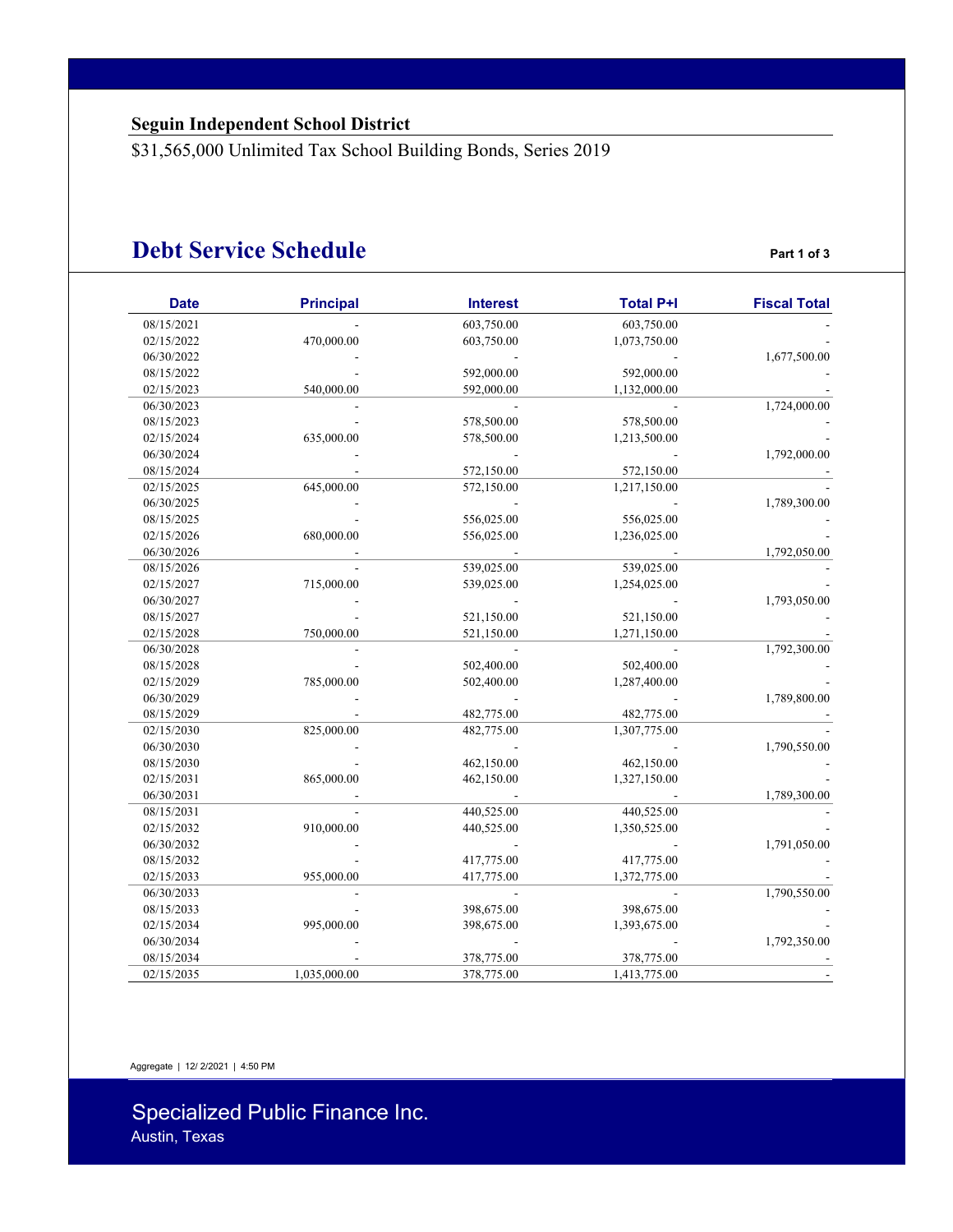**Seguin Independent School District**

$31,565,000 Unlimited Tax School Building Bonds, Series 2019

# Debt Service Schedule

**Part 1 of 3**

| Date | Principal | Interest | Total P+I | Fiscal Total |
|---|---|---|---|---|
| 08/15/2021 | - | 603,750.00 | 603,750.00 | - |
| 02/15/2022 | 470,000.00 | 603,750.00 | 1,073,750.00 | - |
| 06/30/2022 | - | - | - | 1,677,500.00 |
| 08/15/2022 | - | 592,000.00 | 592,000.00 | - |
| 02/15/2023 | 540,000.00 | 592,000.00 | 1,132,000.00 | - |
| 06/30/2023 | - | - | - | 1,724,000.00 |
| 08/15/2023 | - | 578,500.00 | 578,500.00 | - |
| 02/15/2024 | 635,000.00 | 578,500.00 | 1,213,500.00 | - |
| 06/30/2024 | - | - | - | 1,792,000.00 |
| 08/15/2024 | - | 572,150.00 | 572,150.00 | - |
| 02/15/2025 | 645,000.00 | 572,150.00 | 1,217,150.00 | - |
| 06/30/2025 | - | - | - | 1,789,300.00 |
| 08/15/2025 | - | 556,025.00 | 556,025.00 | - |
| 02/15/2026 | 680,000.00 | 556,025.00 | 1,236,025.00 | - |
| 06/30/2026 | - | - | - | 1,792,050.00 |
| 08/15/2026 | - | 539,025.00 | 539,025.00 | - |
| 02/15/2027 | 715,000.00 | 539,025.00 | 1,254,025.00 | - |
| 06/30/2027 | - | - | - | 1,793,050.00 |
| 08/15/2027 | - | 521,150.00 | 521,150.00 | - |
| 02/15/2028 | 750,000.00 | 521,150.00 | 1,271,150.00 | - |
| 06/30/2028 | - | - | - | 1,792,300.00 |
| 08/15/2028 | - | 502,400.00 | 502,400.00 | - |
| 02/15/2029 | 785,000.00 | 502,400.00 | 1,287,400.00 | - |
| 06/30/2029 | - | - | - | 1,789,800.00 |
| 08/15/2029 | - | 482,775.00 | 482,775.00 | - |
| 02/15/2030 | 825,000.00 | 482,775.00 | 1,307,775.00 | - |
| 06/30/2030 | - | - | - | 1,790,550.00 |
| 08/15/2030 | - | 462,150.00 | 462,150.00 | - |
| 02/15/2031 | 865,000.00 | 462,150.00 | 1,327,150.00 | - |
| 06/30/2031 | - | - | - | 1,789,300.00 |
| 08/15/2031 | - | 440,525.00 | 440,525.00 | - |
| 02/15/2032 | 910,000.00 | 440,525.00 | 1,350,525.00 | - |
| 06/30/2032 | - | - | - | 1,791,050.00 |
| 08/15/2032 | - | 417,775.00 | 417,775.00 | - |
| 02/15/2033 | 955,000.00 | 417,775.00 | 1,372,775.00 | - |
| 06/30/2033 | - | - | - | 1,790,550.00 |
| 08/15/2033 | - | 398,675.00 | 398,675.00 | - |
| 02/15/2034 | 995,000.00 | 398,675.00 | 1,393,675.00 | - |
| 06/30/2034 | - | - | - | 1,792,350.00 |
| 08/15/2034 | - | 378,775.00 | 378,775.00 | - |
| 02/15/2035 | 1,035,000.00 | 378,775.00 | 1,413,775.00 | - |

Aggregate | 12/ 2/2021 | 4:50 PM

Specialized Public Finance Inc.
Austin, Texas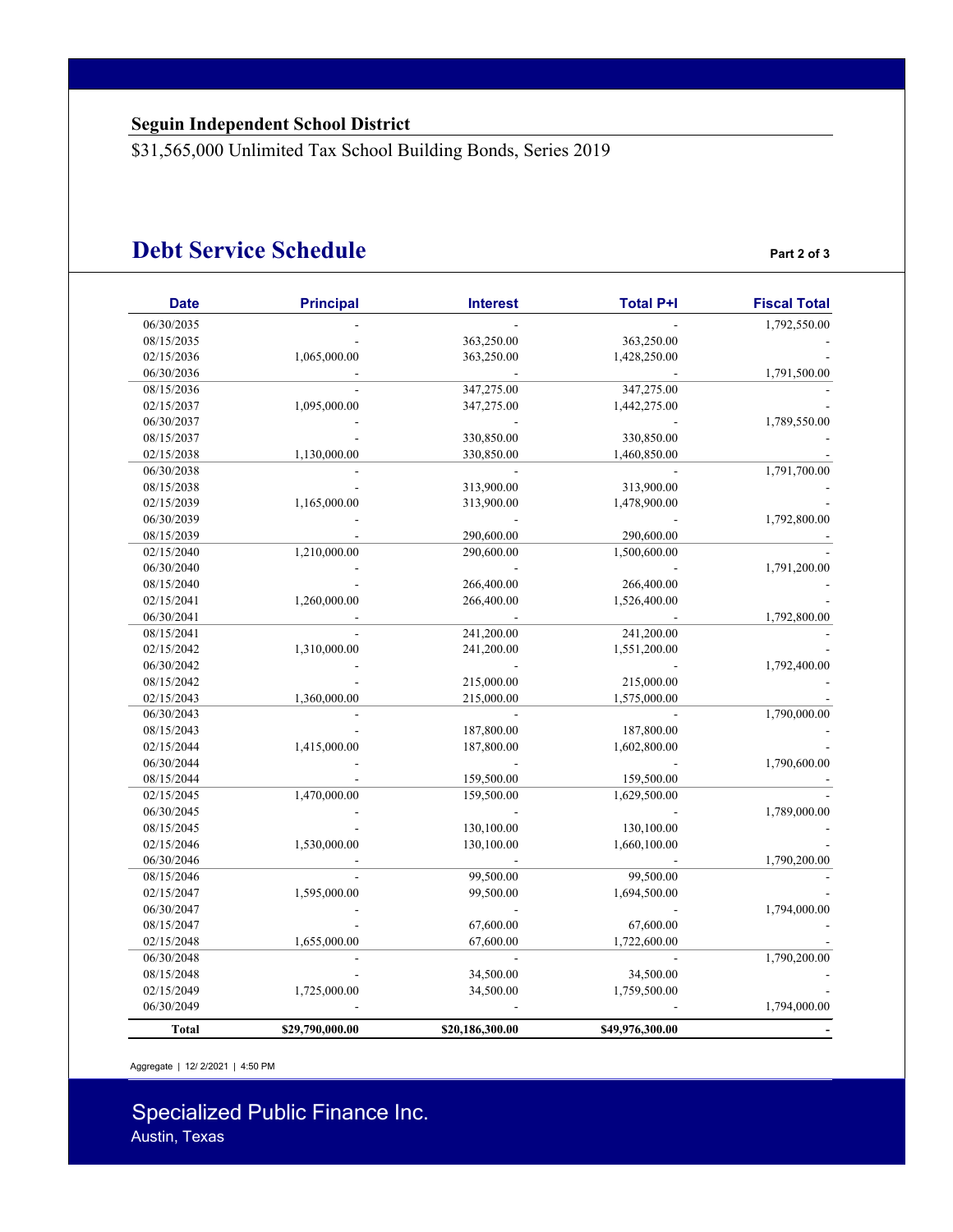**Seguin Independent School District**

$31,565,000 Unlimited Tax School Building Bonds, Series 2019

# Debt Service Schedule

**Part 2 of 3**

| Date | Principal | Interest | Total P+I | Fiscal Total |
|---|---|---|---|---|
| 06/30/2035 | - | - | - | 1,792,550.00 |
| 08/15/2035 | - | 363,250.00 | 363,250.00 | - |
| 02/15/2036 | 1,065,000.00 | 363,250.00 | 1,428,250.00 | - |
| 06/30/2036 | - | - | - | 1,791,500.00 |
| 08/15/2036 | - | 347,275.00 | 347,275.00 | - |
| 02/15/2037 | 1,095,000.00 | 347,275.00 | 1,442,275.00 | - |
| 06/30/2037 | - | - | - | 1,789,550.00 |
| 08/15/2037 | - | 330,850.00 | 330,850.00 | - |
| 02/15/2038 | 1,130,000.00 | 330,850.00 | 1,460,850.00 | - |
| 06/30/2038 | - | - | - | 1,791,700.00 |
| 08/15/2038 | - | 313,900.00 | 313,900.00 | - |
| 02/15/2039 | 1,165,000.00 | 313,900.00 | 1,478,900.00 | - |
| 06/30/2039 | - | - | - | 1,792,800.00 |
| 08/15/2039 | - | 290,600.00 | 290,600.00 | - |
| 02/15/2040 | 1,210,000.00 | 290,600.00 | 1,500,600.00 | - |
| 06/30/2040 | - | - | - | 1,791,200.00 |
| 08/15/2040 | - | 266,400.00 | 266,400.00 | - |
| 02/15/2041 | 1,260,000.00 | 266,400.00 | 1,526,400.00 | - |
| 06/30/2041 | - | - | - | 1,792,800.00 |
| 08/15/2041 | - | 241,200.00 | 241,200.00 | - |
| 02/15/2042 | 1,310,000.00 | 241,200.00 | 1,551,200.00 | - |
| 06/30/2042 | - | - | - | 1,792,400.00 |
| 08/15/2042 | - | 215,000.00 | 215,000.00 | - |
| 02/15/2043 | 1,360,000.00 | 215,000.00 | 1,575,000.00 | - |
| 06/30/2043 | - | - | - | 1,790,000.00 |
| 08/15/2043 | - | 187,800.00 | 187,800.00 | - |
| 02/15/2044 | 1,415,000.00 | 187,800.00 | 1,602,800.00 | - |
| 06/30/2044 | - | - | - | 1,790,600.00 |
| 08/15/2044 | - | 159,500.00 | 159,500.00 | - |
| 02/15/2045 | 1,470,000.00 | 159,500.00 | 1,629,500.00 | - |
| 06/30/2045 | - | - | - | 1,789,000.00 |
| 08/15/2045 | - | 130,100.00 | 130,100.00 | - |
| 02/15/2046 | 1,530,000.00 | 130,100.00 | 1,660,100.00 | - |
| 06/30/2046 | - | - | - | 1,790,200.00 |
| 08/15/2046 | - | 99,500.00 | 99,500.00 | - |
| 02/15/2047 | 1,595,000.00 | 99,500.00 | 1,694,500.00 | - |
| 06/30/2047 | - | - | - | 1,794,000.00 |
| 08/15/2047 | - | 67,600.00 | 67,600.00 | - |
| 02/15/2048 | 1,655,000.00 | 67,600.00 | 1,722,600.00 | - |
| 06/30/2048 | - | - | - | 1,790,200.00 |
| 08/15/2048 | - | 34,500.00 | 34,500.00 | - |
| 02/15/2049 | 1,725,000.00 | 34,500.00 | 1,759,500.00 | - |
| 06/30/2049 | - | - | - | 1,794,000.00 |
| **Total** | **$29,790,000.00** | **$20,186,300.00** | **$49,976,300.00** | **-** |

Aggregate | 12/ 2/2021 | 4:50 PM

Specialized Public Finance Inc.
Austin, Texas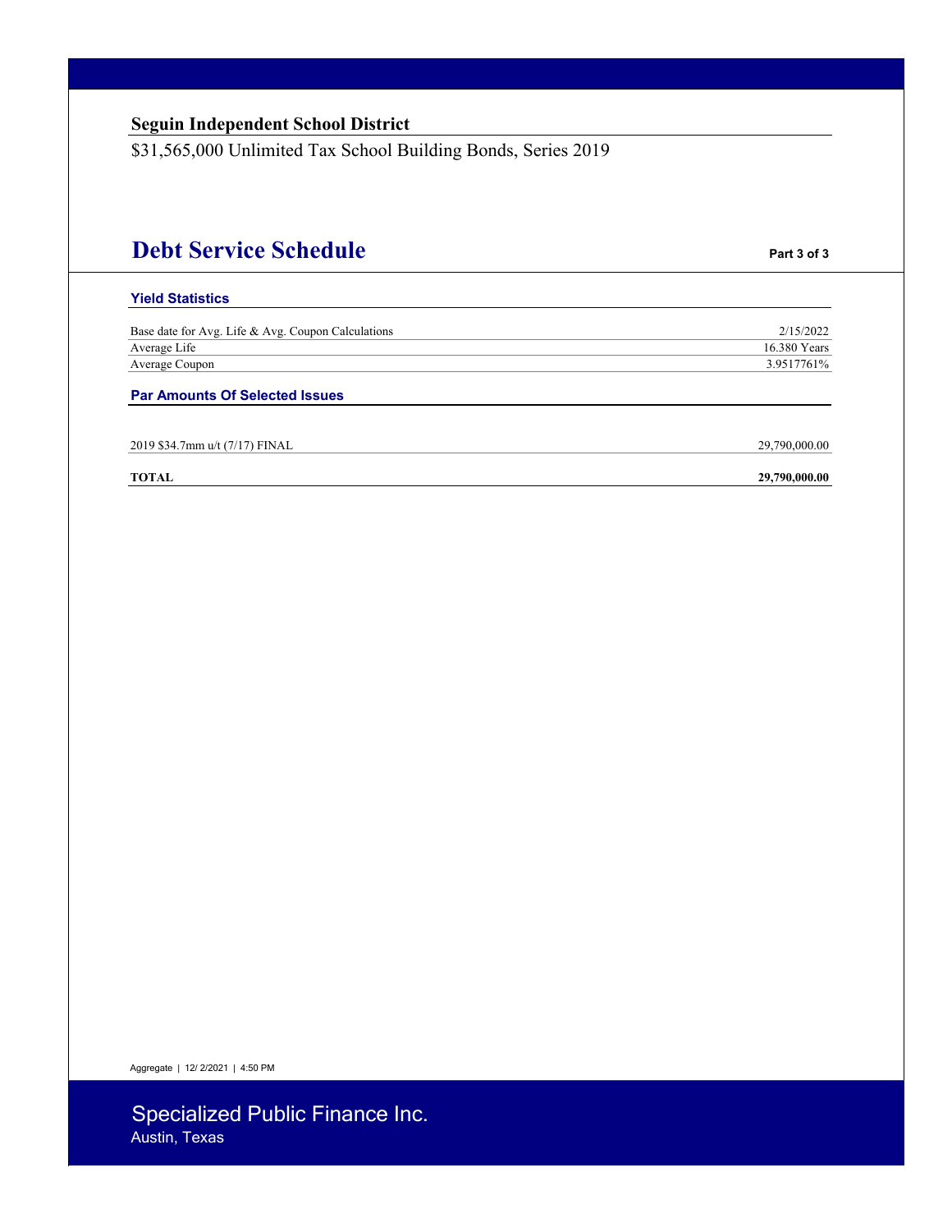**Seguin Independent School District**

$31,565,000 Unlimited Tax School Building Bonds, Series 2019

# Debt Service Schedule

**Part 3 of 3**

### Yield Statistics

| | |
|---|---|
| Base date for Avg. Life & Avg. Coupon Calculations | 2/15/2022 |
| Average Life | 16.380 Years |
| Average Coupon | 3.9517761% |

### Par Amounts Of Selected Issues

| | |
|---|---|
| 2019 $34.7mm u/t (7/17) FINAL | 29,790,000.00 |
| **TOTAL** | **29,790,000.00** |

Aggregate | 12/ 2/2021 | 4:50 PM

Specialized Public Finance Inc.
Austin, Texas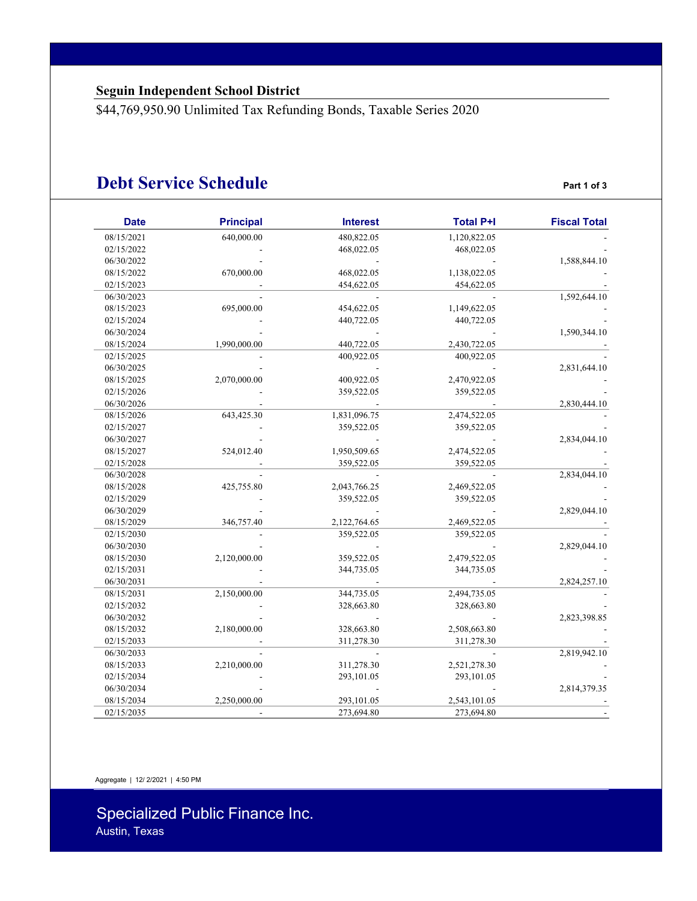**Seguin Independent School District**

$44,769,950.90 Unlimited Tax Refunding Bonds, Taxable Series 2020

# Debt Service Schedule

Part 1 of 3

| Date | Principal | Interest | Total P+I | Fiscal Total |
|---|---|---|---|---|
| 08/15/2021 | 640,000.00 | 480,822.05 | 1,120,822.05 | - |
| 02/15/2022 | - | 468,022.05 | 468,022.05 | - |
| 06/30/2022 | - | - | - | 1,588,844.10 |
| 08/15/2022 | 670,000.00 | 468,022.05 | 1,138,022.05 | - |
| 02/15/2023 | - | 454,622.05 | 454,622.05 | - |
| 06/30/2023 | - | - | - | 1,592,644.10 |
| 08/15/2023 | 695,000.00 | 454,622.05 | 1,149,622.05 | - |
| 02/15/2024 | - | 440,722.05 | 440,722.05 | - |
| 06/30/2024 | - | - | - | 1,590,344.10 |
| 08/15/2024 | 1,990,000.00 | 440,722.05 | 2,430,722.05 | - |
| 02/15/2025 | - | 400,922.05 | 400,922.05 | - |
| 06/30/2025 | - | - | - | 2,831,644.10 |
| 08/15/2025 | 2,070,000.00 | 400,922.05 | 2,470,922.05 | - |
| 02/15/2026 | - | 359,522.05 | 359,522.05 | - |
| 06/30/2026 | - | - | - | 2,830,444.10 |
| 08/15/2026 | 643,425.30 | 1,831,096.75 | 2,474,522.05 | - |
| 02/15/2027 | - | 359,522.05 | 359,522.05 | - |
| 06/30/2027 | - | - | - | 2,834,044.10 |
| 08/15/2027 | 524,012.40 | 1,950,509.65 | 2,474,522.05 | - |
| 02/15/2028 | - | 359,522.05 | 359,522.05 | - |
| 06/30/2028 | - | - | - | 2,834,044.10 |
| 08/15/2028 | 425,755.80 | 2,043,766.25 | 2,469,522.05 | - |
| 02/15/2029 | - | 359,522.05 | 359,522.05 | - |
| 06/30/2029 | - | - | - | 2,829,044.10 |
| 08/15/2029 | 346,757.40 | 2,122,764.65 | 2,469,522.05 | - |
| 02/15/2030 | - | 359,522.05 | 359,522.05 | - |
| 06/30/2030 | - | - | - | 2,829,044.10 |
| 08/15/2030 | 2,120,000.00 | 359,522.05 | 2,479,522.05 | - |
| 02/15/2031 | - | 344,735.05 | 344,735.05 | - |
| 06/30/2031 | - | - | - | 2,824,257.10 |
| 08/15/2031 | 2,150,000.00 | 344,735.05 | 2,494,735.05 | - |
| 02/15/2032 | - | 328,663.80 | 328,663.80 | - |
| 06/30/2032 | - | - | - | 2,823,398.85 |
| 08/15/2032 | 2,180,000.00 | 328,663.80 | 2,508,663.80 | - |
| 02/15/2033 | - | 311,278.30 | 311,278.30 | - |
| 06/30/2033 | - | - | - | 2,819,942.10 |
| 08/15/2033 | 2,210,000.00 | 311,278.30 | 2,521,278.30 | - |
| 02/15/2034 | - | 293,101.05 | 293,101.05 | - |
| 06/30/2034 | - | - | - | 2,814,379.35 |
| 08/15/2034 | 2,250,000.00 | 293,101.05 | 2,543,101.05 | - |
| 02/15/2035 | - | 273,694.80 | 273,694.80 | - |

Aggregate | 12/ 2/2021 | 4:50 PM

Specialized Public Finance Inc.
Austin, Texas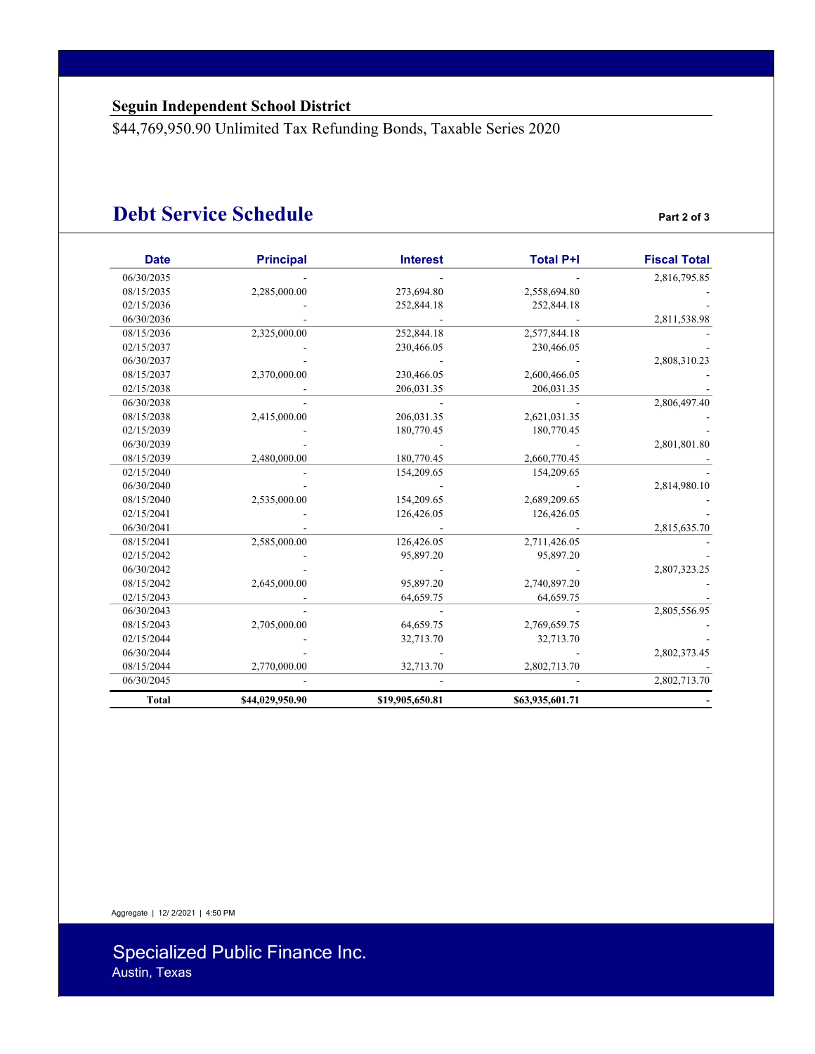**Seguin Independent School District**

$44,769,950.90 Unlimited Tax Refunding Bonds, Taxable Series 2020

# Debt Service Schedule

Part 2 of 3

| Date | Principal | Interest | Total P+I | Fiscal Total |
|---|---|---|---|---|
| 06/30/2035 | - | - | - | 2,816,795.85 |
| 08/15/2035 | 2,285,000.00 | 273,694.80 | 2,558,694.80 | - |
| 02/15/2036 | - | 252,844.18 | 252,844.18 | - |
| 06/30/2036 | - | - | - | 2,811,538.98 |
| 08/15/2036 | 2,325,000.00 | 252,844.18 | 2,577,844.18 | - |
| 02/15/2037 | - | 230,466.05 | 230,466.05 | - |
| 06/30/2037 | - | - | - | 2,808,310.23 |
| 08/15/2037 | 2,370,000.00 | 230,466.05 | 2,600,466.05 | - |
| 02/15/2038 | - | 206,031.35 | 206,031.35 | - |
| 06/30/2038 | - | - | - | 2,806,497.40 |
| 08/15/2038 | 2,415,000.00 | 206,031.35 | 2,621,031.35 | - |
| 02/15/2039 | - | 180,770.45 | 180,770.45 | - |
| 06/30/2039 | - | - | - | 2,801,801.80 |
| 08/15/2039 | 2,480,000.00 | 180,770.45 | 2,660,770.45 | - |
| 02/15/2040 | - | 154,209.65 | 154,209.65 | - |
| 06/30/2040 | - | - | - | 2,814,980.10 |
| 08/15/2040 | 2,535,000.00 | 154,209.65 | 2,689,209.65 | - |
| 02/15/2041 | - | 126,426.05 | 126,426.05 | - |
| 06/30/2041 | - | - | - | 2,815,635.70 |
| 08/15/2041 | 2,585,000.00 | 126,426.05 | 2,711,426.05 | - |
| 02/15/2042 | - | 95,897.20 | 95,897.20 | - |
| 06/30/2042 | - | - | - | 2,807,323.25 |
| 08/15/2042 | 2,645,000.00 | 95,897.20 | 2,740,897.20 | - |
| 02/15/2043 | - | 64,659.75 | 64,659.75 | - |
| 06/30/2043 | - | - | - | 2,805,556.95 |
| 08/15/2043 | 2,705,000.00 | 64,659.75 | 2,769,659.75 | - |
| 02/15/2044 | - | 32,713.70 | 32,713.70 | - |
| 06/30/2044 | - | - | - | 2,802,373.45 |
| 08/15/2044 | 2,770,000.00 | 32,713.70 | 2,802,713.70 | - |
| 06/30/2045 | - | - | - | 2,802,713.70 |
| **Total** | **$44,029,950.90** | **$19,905,650.81** | **$63,935,601.71** | **-** |

Aggregate | 12/ 2/2021 | 4:50 PM

Specialized Public Finance Inc.
Austin, Texas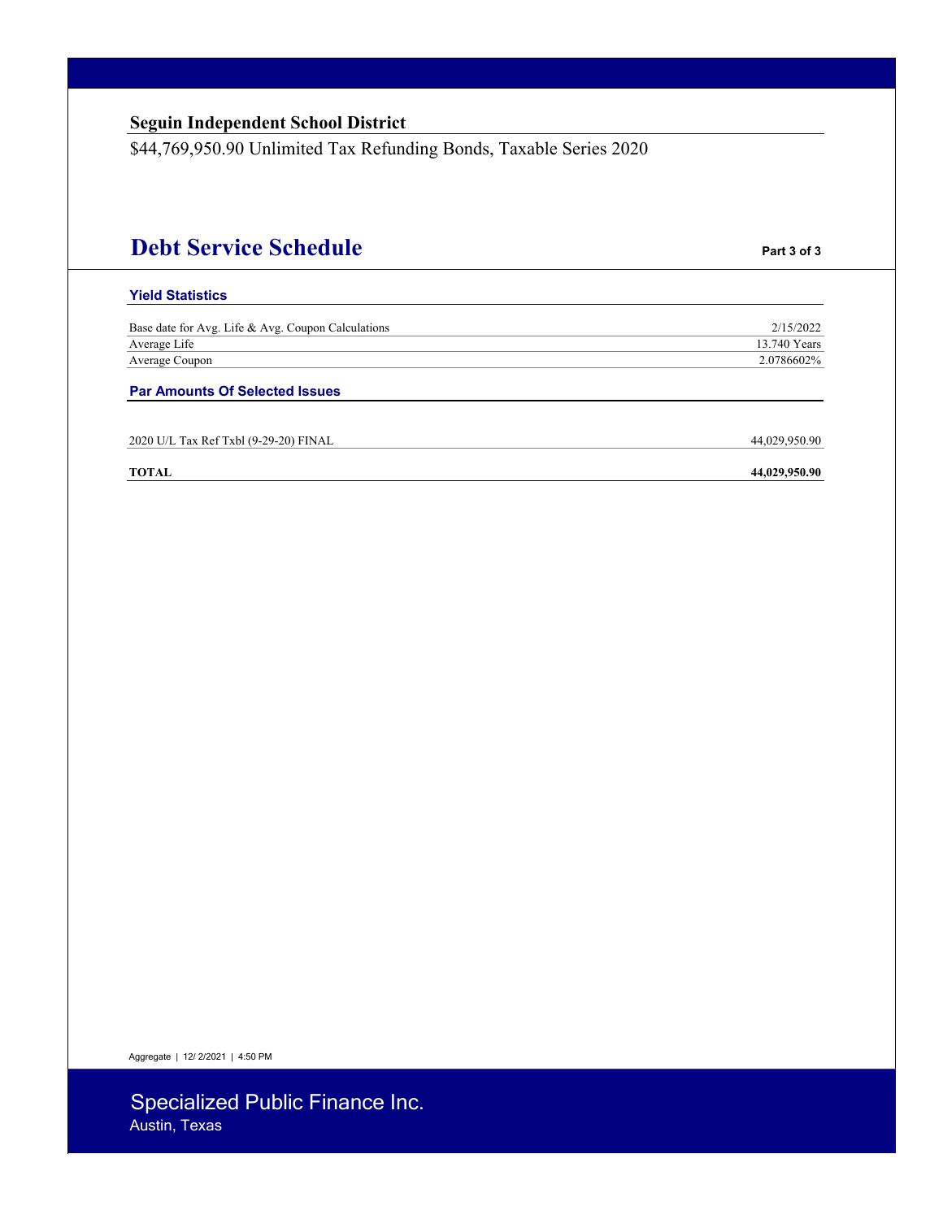**Seguin Independent School District**

$44,769,950.90 Unlimited Tax Refunding Bonds, Taxable Series 2020

# Debt Service Schedule

**Part 3 of 3**

### Yield Statistics

| | |
|---|---|
| Base date for Avg. Life & Avg. Coupon Calculations | 2/15/2022 |
| Average Life | 13.740 Years |
| Average Coupon | 2.0786602% |

### Par Amounts Of Selected Issues

| | |
|---|---|
| 2020 U/L Tax Ref Txbl (9-29-20) FINAL | 44,029,950.90 |
| **TOTAL** | **44,029,950.90** |

Aggregate | 12/ 2/2021 | 4:50 PM

Specialized Public Finance Inc.
Austin, Texas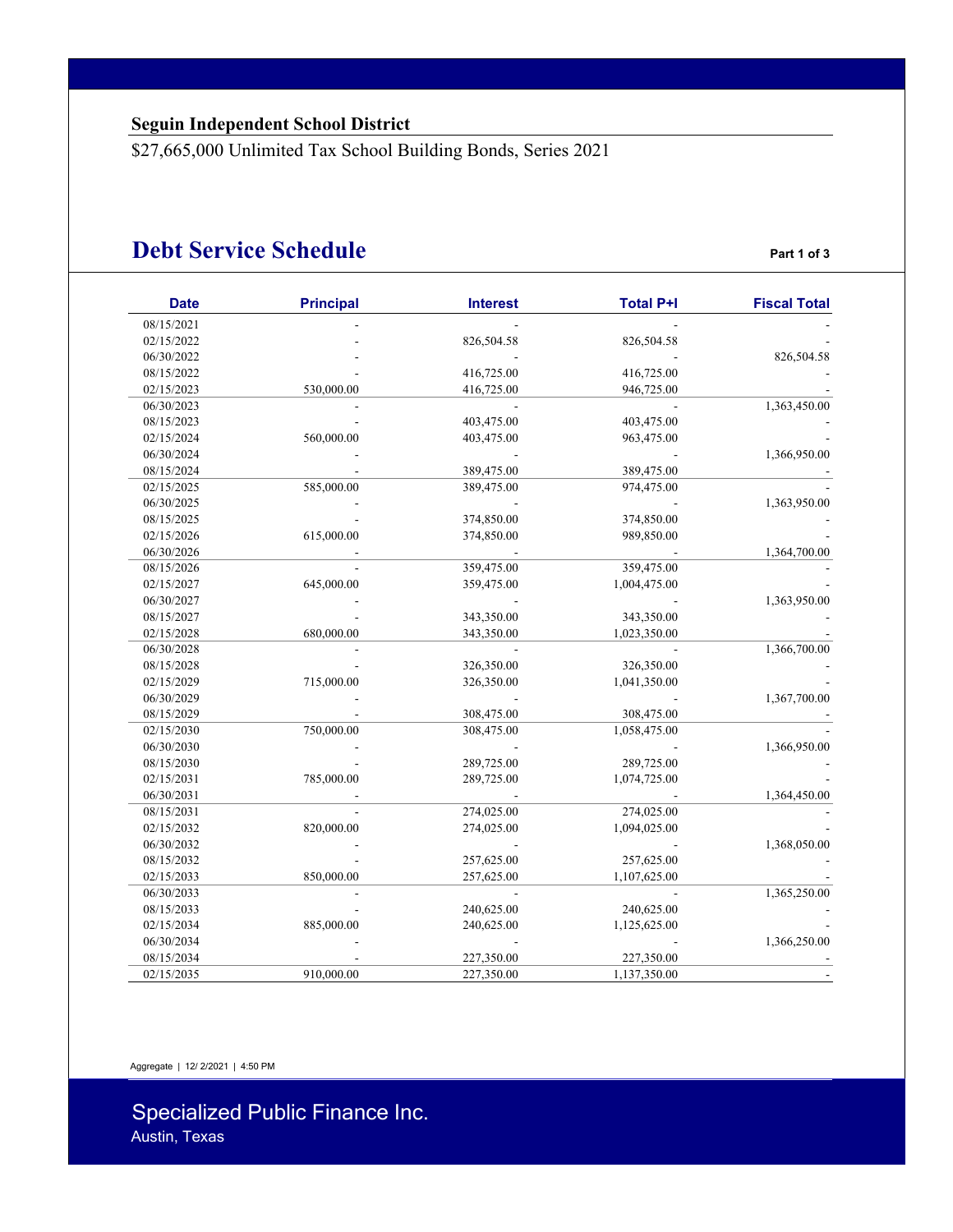**Seguin Independent School District**

$27,665,000 Unlimited Tax School Building Bonds, Series 2021

# Debt Service Schedule

Part 1 of 3

| Date | Principal | Interest | Total P+I | Fiscal Total |
|---|---|---|---|---|
| 08/15/2021 | - | - | - | - |
| 02/15/2022 | - | 826,504.58 | 826,504.58 | - |
| 06/30/2022 | - | - | - | 826,504.58 |
| 08/15/2022 | - | 416,725.00 | 416,725.00 | - |
| 02/15/2023 | 530,000.00 | 416,725.00 | 946,725.00 | - |
| 06/30/2023 | - | - | - | 1,363,450.00 |
| 08/15/2023 | - | 403,475.00 | 403,475.00 | - |
| 02/15/2024 | 560,000.00 | 403,475.00 | 963,475.00 | - |
| 06/30/2024 | - | - | - | 1,366,950.00 |
| 08/15/2024 | - | 389,475.00 | 389,475.00 | - |
| 02/15/2025 | 585,000.00 | 389,475.00 | 974,475.00 | - |
| 06/30/2025 | - | - | - | 1,363,950.00 |
| 08/15/2025 | - | 374,850.00 | 374,850.00 | - |
| 02/15/2026 | 615,000.00 | 374,850.00 | 989,850.00 | - |
| 06/30/2026 | - | - | - | 1,364,700.00 |
| 08/15/2026 | - | 359,475.00 | 359,475.00 | - |
| 02/15/2027 | 645,000.00 | 359,475.00 | 1,004,475.00 | - |
| 06/30/2027 | - | - | - | 1,363,950.00 |
| 08/15/2027 | - | 343,350.00 | 343,350.00 | - |
| 02/15/2028 | 680,000.00 | 343,350.00 | 1,023,350.00 | - |
| 06/30/2028 | - | - | - | 1,366,700.00 |
| 08/15/2028 | - | 326,350.00 | 326,350.00 | - |
| 02/15/2029 | 715,000.00 | 326,350.00 | 1,041,350.00 | - |
| 06/30/2029 | - | - | - | 1,367,700.00 |
| 08/15/2029 | - | 308,475.00 | 308,475.00 | - |
| 02/15/2030 | 750,000.00 | 308,475.00 | 1,058,475.00 | - |
| 06/30/2030 | - | - | - | 1,366,950.00 |
| 08/15/2030 | - | 289,725.00 | 289,725.00 | - |
| 02/15/2031 | 785,000.00 | 289,725.00 | 1,074,725.00 | - |
| 06/30/2031 | - | - | - | 1,364,450.00 |
| 08/15/2031 | - | 274,025.00 | 274,025.00 | - |
| 02/15/2032 | 820,000.00 | 274,025.00 | 1,094,025.00 | - |
| 06/30/2032 | - | - | - | 1,368,050.00 |
| 08/15/2032 | - | 257,625.00 | 257,625.00 | - |
| 02/15/2033 | 850,000.00 | 257,625.00 | 1,107,625.00 | - |
| 06/30/2033 | - | - | - | 1,365,250.00 |
| 08/15/2033 | - | 240,625.00 | 240,625.00 | - |
| 02/15/2034 | 885,000.00 | 240,625.00 | 1,125,625.00 | - |
| 06/30/2034 | - | - | - | 1,366,250.00 |
| 08/15/2034 | - | 227,350.00 | 227,350.00 | - |
| 02/15/2035 | 910,000.00 | 227,350.00 | 1,137,350.00 | - |

Aggregate | 12/ 2/2021 | 4:50 PM

Specialized Public Finance Inc.
Austin, Texas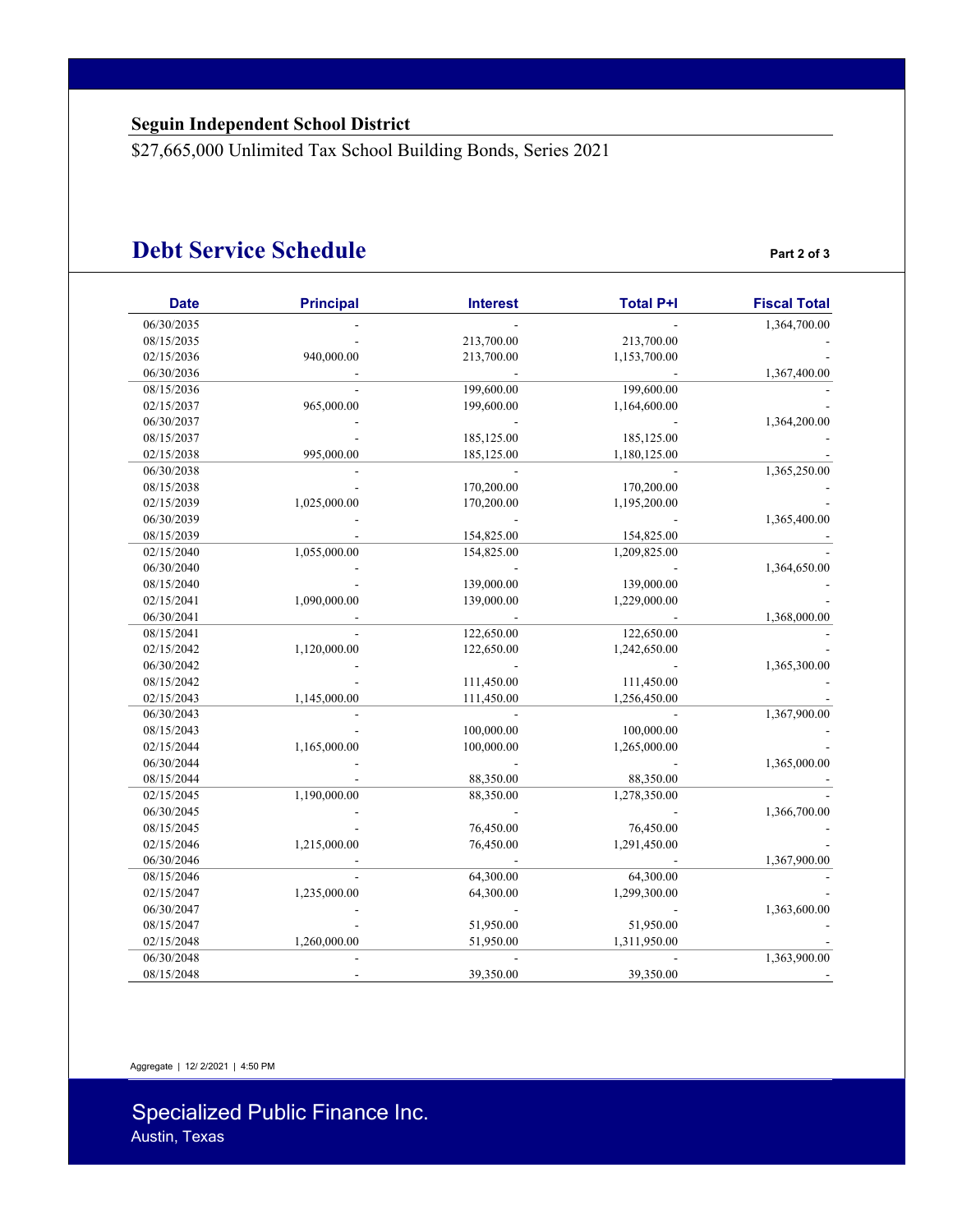**Seguin Independent School District**

$27,665,000 Unlimited Tax School Building Bonds, Series 2021

# Debt Service Schedule

**Part 2 of 3**

| Date | Principal | Interest | Total P+I | Fiscal Total |
|---|---|---|---|---|
| 06/30/2035 | - | - | - | 1,364,700.00 |
| 08/15/2035 | - | 213,700.00 | 213,700.00 | - |
| 02/15/2036 | 940,000.00 | 213,700.00 | 1,153,700.00 | - |
| 06/30/2036 | - | - | - | 1,367,400.00 |
| 08/15/2036 | - | 199,600.00 | 199,600.00 | - |
| 02/15/2037 | 965,000.00 | 199,600.00 | 1,164,600.00 | - |
| 06/30/2037 | - | - | - | 1,364,200.00 |
| 08/15/2037 | - | 185,125.00 | 185,125.00 | - |
| 02/15/2038 | 995,000.00 | 185,125.00 | 1,180,125.00 | - |
| 06/30/2038 | - | - | - | 1,365,250.00 |
| 08/15/2038 | - | 170,200.00 | 170,200.00 | - |
| 02/15/2039 | 1,025,000.00 | 170,200.00 | 1,195,200.00 | - |
| 06/30/2039 | - | - | - | 1,365,400.00 |
| 08/15/2039 | - | 154,825.00 | 154,825.00 | - |
| 02/15/2040 | 1,055,000.00 | 154,825.00 | 1,209,825.00 | - |
| 06/30/2040 | - | - | - | 1,364,650.00 |
| 08/15/2040 | - | 139,000.00 | 139,000.00 | - |
| 02/15/2041 | 1,090,000.00 | 139,000.00 | 1,229,000.00 | - |
| 06/30/2041 | - | - | - | 1,368,000.00 |
| 08/15/2041 | - | 122,650.00 | 122,650.00 | - |
| 02/15/2042 | 1,120,000.00 | 122,650.00 | 1,242,650.00 | - |
| 06/30/2042 | - | - | - | 1,365,300.00 |
| 08/15/2042 | - | 111,450.00 | 111,450.00 | - |
| 02/15/2043 | 1,145,000.00 | 111,450.00 | 1,256,450.00 | - |
| 06/30/2043 | - | - | - | 1,367,900.00 |
| 08/15/2043 | - | 100,000.00 | 100,000.00 | - |
| 02/15/2044 | 1,165,000.00 | 100,000.00 | 1,265,000.00 | - |
| 06/30/2044 | - | - | - | 1,365,000.00 |
| 08/15/2044 | - | 88,350.00 | 88,350.00 | - |
| 02/15/2045 | 1,190,000.00 | 88,350.00 | 1,278,350.00 | - |
| 06/30/2045 | - | - | - | 1,366,700.00 |
| 08/15/2045 | - | 76,450.00 | 76,450.00 | - |
| 02/15/2046 | 1,215,000.00 | 76,450.00 | 1,291,450.00 | - |
| 06/30/2046 | - | - | - | 1,367,900.00 |
| 08/15/2046 | - | 64,300.00 | 64,300.00 | - |
| 02/15/2047 | 1,235,000.00 | 64,300.00 | 1,299,300.00 | - |
| 06/30/2047 | - | - | - | 1,363,600.00 |
| 08/15/2047 | - | 51,950.00 | 51,950.00 | - |
| 02/15/2048 | 1,260,000.00 | 51,950.00 | 1,311,950.00 | - |
| 06/30/2048 | - | - | - | 1,363,900.00 |
| 08/15/2048 | - | 39,350.00 | 39,350.00 | - |

Aggregate | 12/ 2/2021 | 4:50 PM

Specialized Public Finance Inc.
Austin, Texas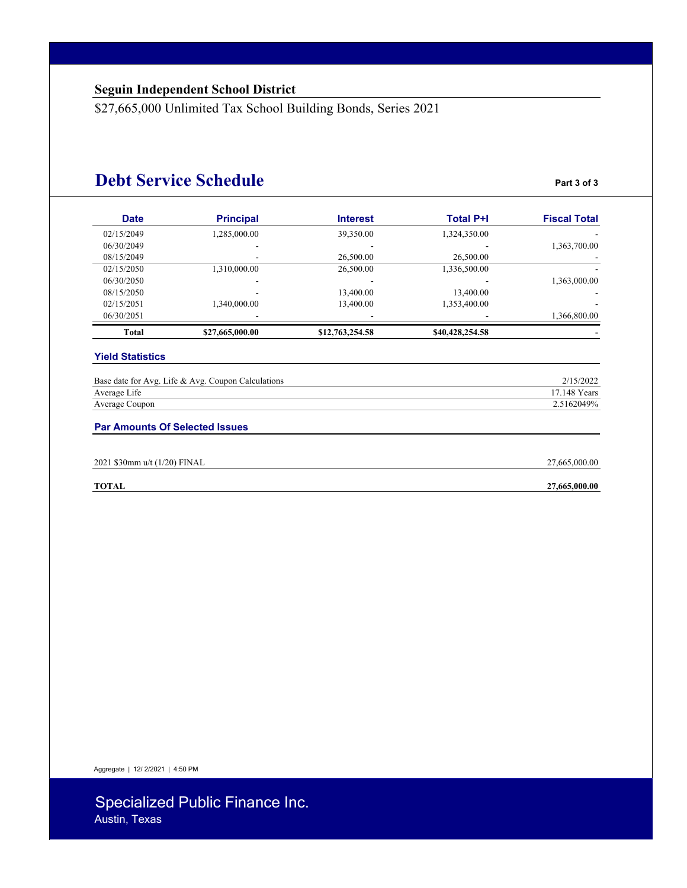**Seguin Independent School District**

$27,665,000 Unlimited Tax School Building Bonds, Series 2021

# Debt Service Schedule

Part 3 of 3

| Date | Principal | Interest | Total P+I | Fiscal Total |
|---|---|---|---|---|
| 02/15/2049 | 1,285,000.00 | 39,350.00 | 1,324,350.00 | - |
| 06/30/2049 | - | - | - | 1,363,700.00 |
| 08/15/2049 | - | 26,500.00 | 26,500.00 | - |
| 02/15/2050 | 1,310,000.00 | 26,500.00 | 1,336,500.00 | - |
| 06/30/2050 | - | - | - | 1,363,000.00 |
| 08/15/2050 | - | 13,400.00 | 13,400.00 | - |
| 02/15/2051 | 1,340,000.00 | 13,400.00 | 1,353,400.00 | - |
| 06/30/2051 | - | - | - | 1,366,800.00 |
| **Total** | **$27,665,000.00** | **$12,763,254.58** | **$40,428,254.58** | **-** |

### Yield Statistics

| | |
|---|---|
| Base date for Avg. Life & Avg. Coupon Calculations | 2/15/2022 |
| Average Life | 17.148 Years |
| Average Coupon | 2.5162049% |

### Par Amounts Of Selected Issues

| | |
|---|---|
| 2021 $30mm u/t (1/20) FINAL | 27,665,000.00 |
| **TOTAL** | **27,665,000.00** |

Aggregate | 12/ 2/2021 | 4:50 PM

Specialized Public Finance Inc.
Austin, Texas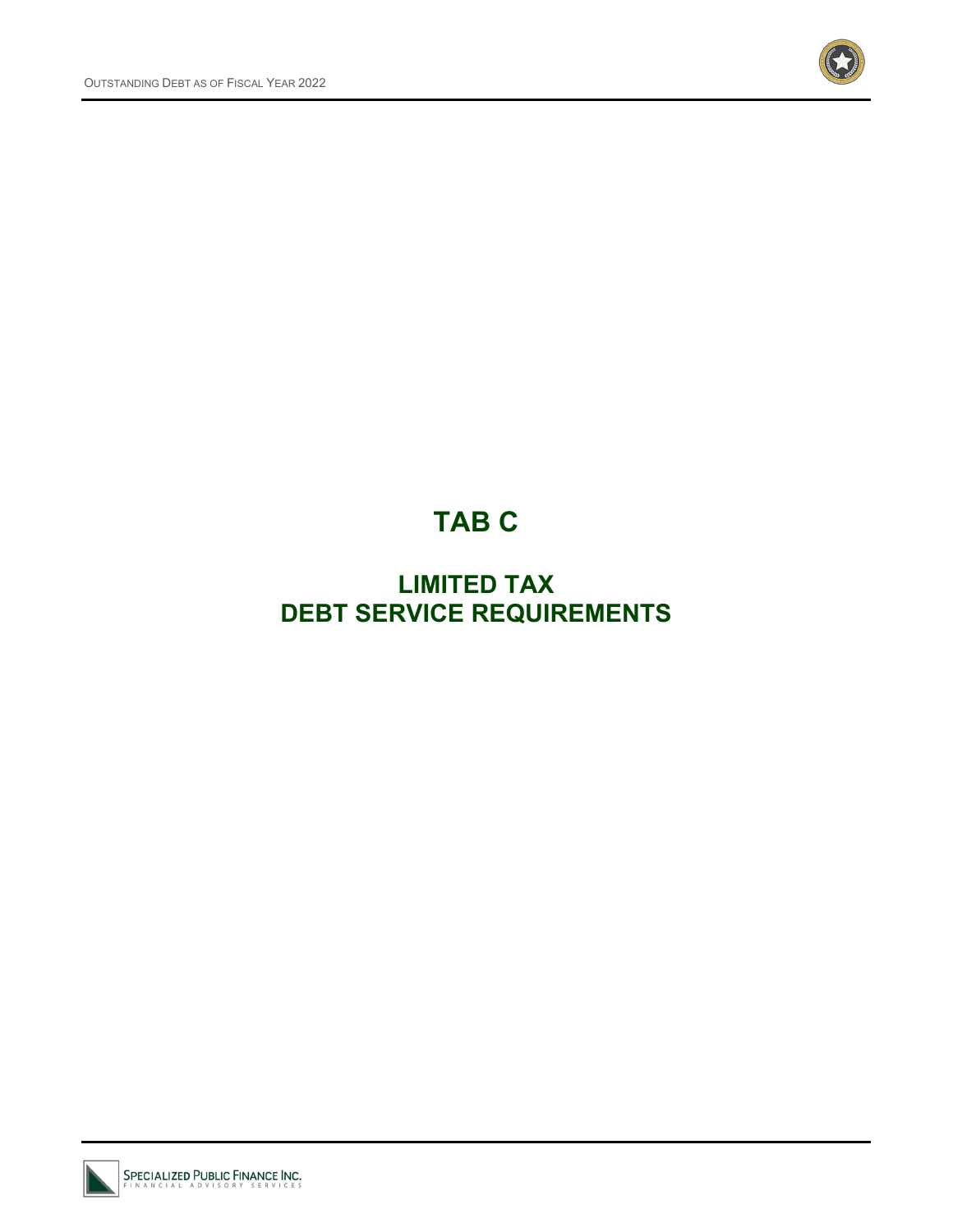# TAB C

## LIMITED TAX
## DEBT SERVICE REQUIREMENTS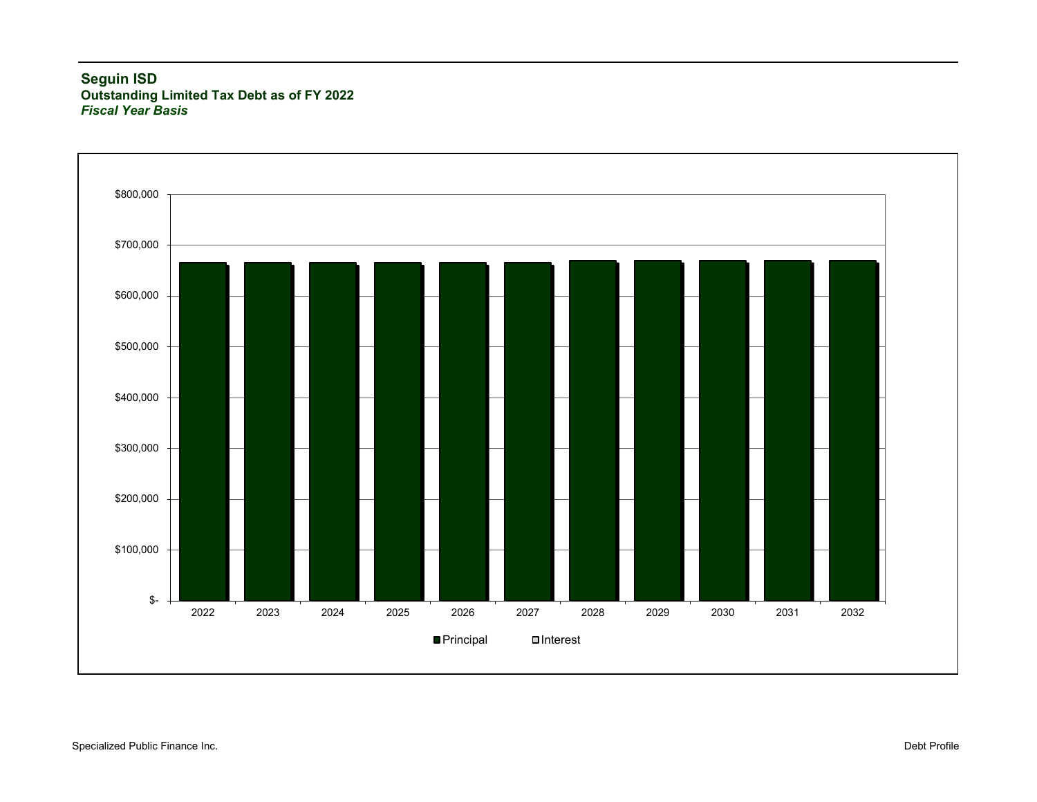**Seguin ISD**
**Outstanding Limited Tax Debt as of FY 2022**
***Fiscal Year Basis***

$800,000
$700,000
$600,000
$500,000
$400,000
$300,000
$200,000
$100,000
$-

2022 2023 2024 2025 2026 2027 2028 2029 2030 2031 2032

Principal Interest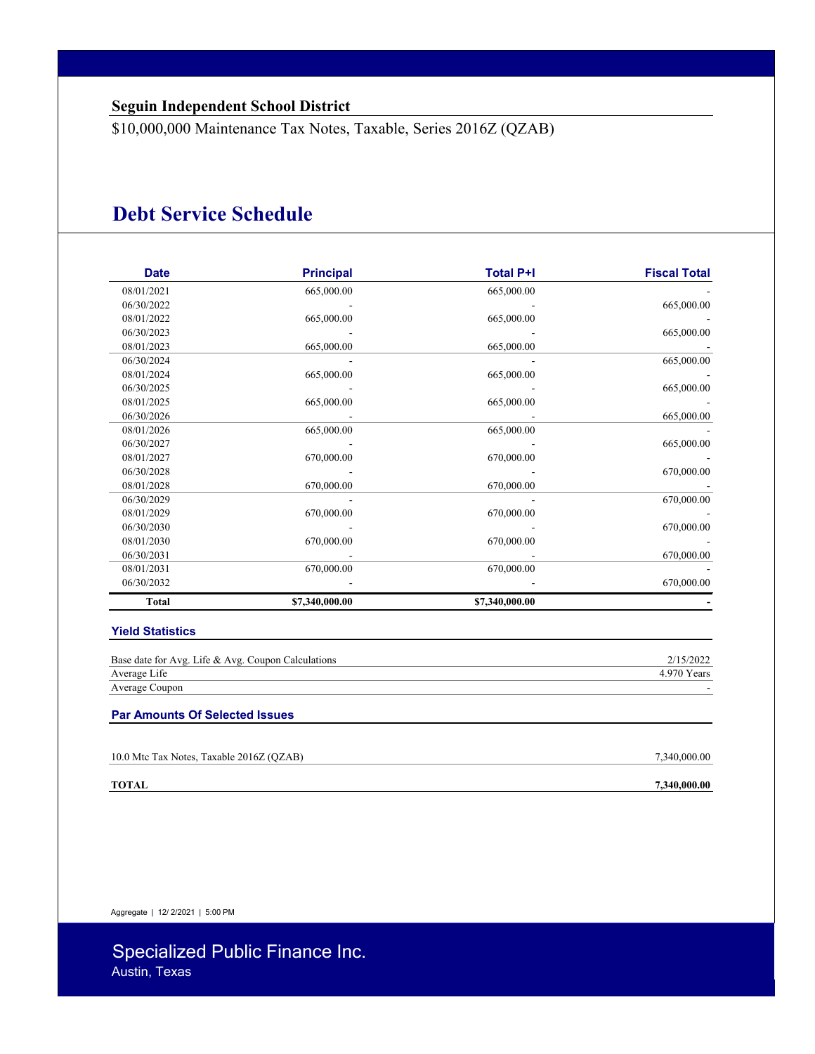**Seguin Independent School District**

$10,000,000 Maintenance Tax Notes, Taxable, Series 2016Z (QZAB)

# Debt Service Schedule

| Date | Principal | Total P+I | Fiscal Total |
|---|---|---|---|
| 08/01/2021 | 665,000.00 | 665,000.00 | - |
| 06/30/2022 | - | - | 665,000.00 |
| 08/01/2022 | 665,000.00 | 665,000.00 | - |
| 06/30/2023 | - | - | 665,000.00 |
| 08/01/2023 | 665,000.00 | 665,000.00 | - |
| 06/30/2024 | - | - | 665,000.00 |
| 08/01/2024 | 665,000.00 | 665,000.00 | - |
| 06/30/2025 | - | - | 665,000.00 |
| 08/01/2025 | 665,000.00 | 665,000.00 | - |
| 06/30/2026 | - | - | 665,000.00 |
| 08/01/2026 | 665,000.00 | 665,000.00 | - |
| 06/30/2027 | - | - | 665,000.00 |
| 08/01/2027 | 670,000.00 | 670,000.00 | - |
| 06/30/2028 | - | - | 670,000.00 |
| 08/01/2028 | 670,000.00 | 670,000.00 | - |
| 06/30/2029 | - | - | 670,000.00 |
| 08/01/2029 | 670,000.00 | 670,000.00 | - |
| 06/30/2030 | - | - | 670,000.00 |
| 08/01/2030 | 670,000.00 | 670,000.00 | - |
| 06/30/2031 | - | - | 670,000.00 |
| 08/01/2031 | 670,000.00 | 670,000.00 | - |
| 06/30/2032 | - | - | 670,000.00 |
| **Total** | **$7,340,000.00** | **$7,340,000.00** | **-** |

### Yield Statistics

| | |
|---|---|
| Base date for Avg. Life & Avg. Coupon Calculations | 2/15/2022 |
| Average Life | 4.970 Years |
| Average Coupon | - |

### Par Amounts Of Selected Issues

| | |
|---|---|
| 10.0 Mtc Tax Notes, Taxable 2016Z (QZAB) | 7,340,000.00 |
| **TOTAL** | **7,340,000.00** |

Aggregate | 12/ 2/2021 | 5:00 PM

Specialized Public Finance Inc.
Austin, Texas